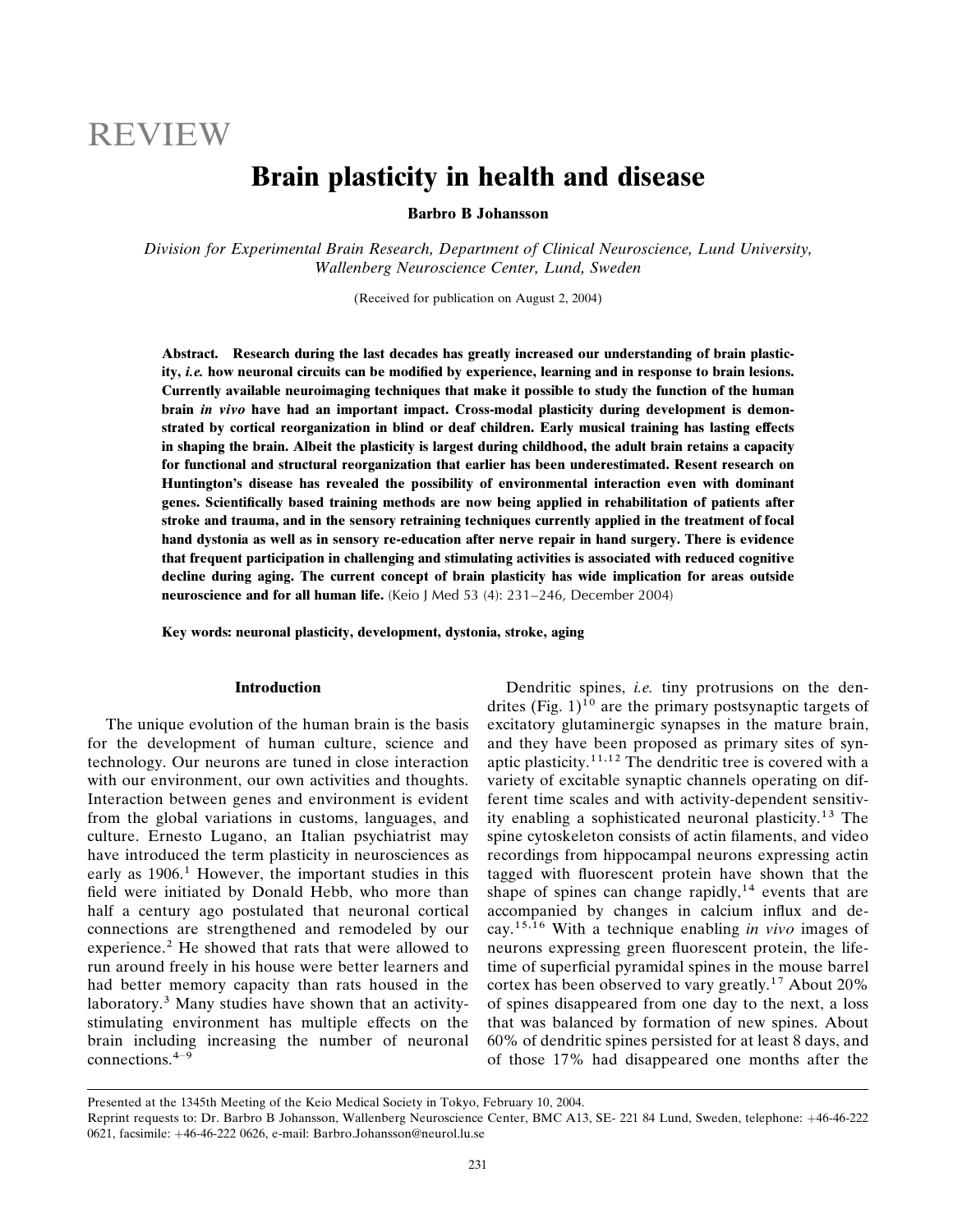REVIEW

# Brain plasticity in health and disease

**Barbro B Johansson**

*Division for Experimental Brain Research, Department of Clinical Neuroscience, Lund University, Wallenberg Neuroscience Center, Lund, Sweden*

(Received for publication on August 2, 2004)

**Abstract. Research during the last decades has greatly increased our understanding of brain plasticity, *i.e.* how neuronal circuits can be modified by experience, learning and in response to brain lesions. Currently available neuroimaging techniques that make it possible to study the function of the human brain *in vivo* have had an important impact. Cross-modal plasticity during development is demonstrated by cortical reorganization in blind or deaf children. Early musical training has lasting effects in shaping the brain. Albeit the plasticity is largest during childhood, the adult brain retains a capacity for functional and structural reorganization that earlier has been underestimated. Resent research on Huntington's disease has revealed the possibility of environmental interaction even with dominant genes. Scientifically based training methods are now being applied in rehabilitation of patients after stroke and trauma, and in the sensory retraining techniques currently applied in the treatment of focal hand dystonia as well as in sensory re-education after nerve repair in hand surgery. There is evidence that frequent participation in challenging and stimulating activities is associated with reduced cognitive decline during aging. The current concept of brain plasticity has wide implication for areas outside neuroscience and for all human life.** (Keio J Med 53 (4): 231–246, December 2004)

**Key words: neuronal plasticity, development, dystonia, stroke, aging**

## Introduction

The unique evolution of the human brain is the basis for the development of human culture, science and technology. Our neurons are tuned in close interaction with our environment, our own activities and thoughts. Interaction between genes and environment is evident from the global variations in customs, languages, and culture. Ernesto Lugano, an Italian psychiatrist may have introduced the term plasticity in neurosciences as early as 1906.[1] However, the important studies in this field were initiated by Donald Hebb, who more than half a century ago postulated that neuronal cortical connections are strengthened and remodeled by our experience.[2] He showed that rats that were allowed to run around freely in his house were better learners and had better memory capacity than rats housed in the laboratory.[3] Many studies have shown that an activity-stimulating environment has multiple effects on the brain including increasing the number of neuronal connections.[4–9]

Dendritic spines, *i.e.* tiny protrusions on the dendrites (Fig. 1)[10] are the primary postsynaptic targets of excitatory glutaminergic synapses in the mature brain, and they have been proposed as primary sites of synaptic plasticity.[11,12] The dendritic tree is covered with a variety of excitable synaptic channels operating on different time scales and with activity-dependent sensitivity enabling a sophisticated neuronal plasticity.[13] The spine cytoskeleton consists of actin filaments, and video recordings from hippocampal neurons expressing actin tagged with fluorescent protein have shown that the shape of spines can change rapidly,[14] events that are accompanied by changes in calcium influx and decay.[15,16] With a technique enabling *in vivo* images of neurons expressing green fluorescent protein, the lifetime of superficial pyramidal spines in the mouse barrel cortex has been observed to vary greatly.[17] About 20% of spines disappeared from one day to the next, a loss that was balanced by formation of new spines. About 60% of dendritic spines persisted for at least 8 days, and of those 17% had disappeared one months after the

---

Presented at the 1345th Meeting of the Keio Medical Society in Tokyo, February 10, 2004.

Reprint requests to: Dr. Barbro B Johansson, Wallenberg Neuroscience Center, BMC A13, SE- 221 84 Lund, Sweden, telephone: +46-46-222 0621, facsimile: +46-46-222 0626, e-mail: Barbro.Johansson@neurol.lu.se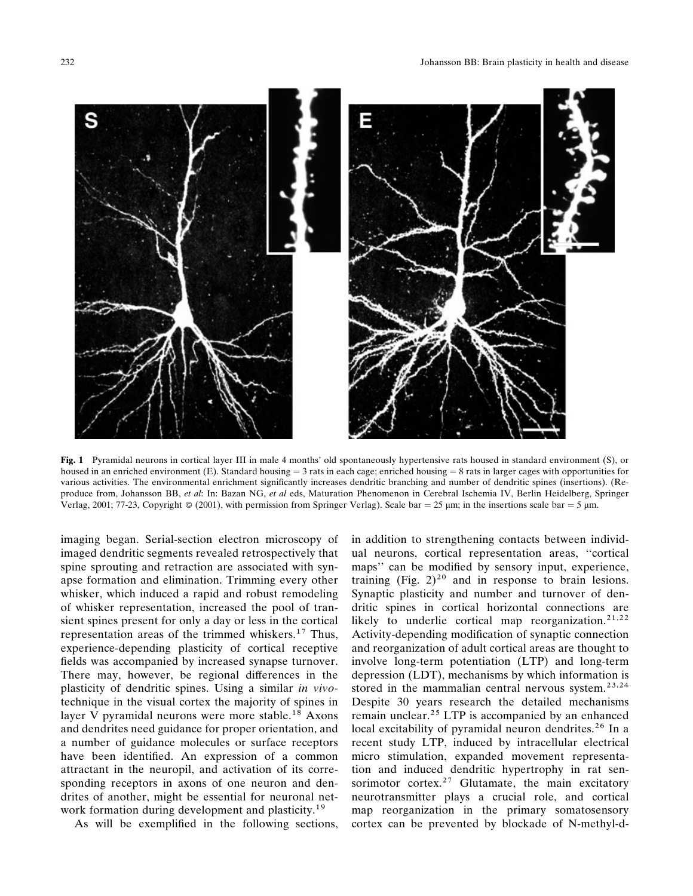**Fig. 1** Pyramidal neurons in cortical layer III in male 4 months' old spontaneously hypertensive rats housed in standard environment (S), or housed in an enriched environment (E). Standard housing = 3 rats in each cage; enriched housing = 8 rats in larger cages with opportunities for various activities. The environmental enrichment significantly increases dendritic branching and number of dendritic spines (insertions). (Reproduce from, Johansson BB, *et al*: In: Bazan NG, *et al* eds, Maturation Phenomenon in Cerebral Ischemia IV, Berlin Heidelberg, Springer Verlag, 2001; 77-23, Copyright © (2001), with permission from Springer Verlag). Scale bar = 25 µm; in the insertions scale bar = 5 µm.

imaging began. Serial-section electron microscopy of imaged dendritic segments revealed retrospectively that spine sprouting and retraction are associated with synapse formation and elimination. Trimming every other whisker, which induced a rapid and robust remodeling of whisker representation, increased the pool of transient spines present for only a day or less in the cortical representation areas of the trimmed whiskers.[17] Thus, experience-depending plasticity of cortical receptive fields was accompanied by increased synapse turnover. There may, however, be regional differences in the plasticity of dendritic spines. Using a similar *in vivo*-technique in the visual cortex the majority of spines in layer V pyramidal neurons were more stable.[18] Axons and dendrites need guidance for proper orientation, and a number of guidance molecules or surface receptors have been identified. An expression of a common attractant in the neuropil, and activation of its corresponding receptors in axons of one neuron and dendrites of another, might be essential for neuronal network formation during development and plasticity.[19]

As will be exemplified in the following sections, in addition to strengthening contacts between individual neurons, cortical representation areas, ''cortical maps'' can be modified by sensory input, experience, training (Fig. 2)[20] and in response to brain lesions. Synaptic plasticity and number and turnover of dendritic spines in cortical horizontal connections are likely to underlie cortical map reorganization.[21,22] Activity-depending modification of synaptic connection and reorganization of adult cortical areas are thought to involve long-term potentiation (LTP) and long-term depression (LDT), mechanisms by which information is stored in the mammalian central nervous system.[23,24] Despite 30 years research the detailed mechanisms remain unclear.[25] LTP is accompanied by an enhanced local excitability of pyramidal neuron dendrites.[26] In a recent study LTP, induced by intracellular electrical micro stimulation, expanded movement representation and induced dendritic hypertrophy in rat sensorimotor cortex.[27] Glutamate, the main excitatory neurotransmitter plays a crucial role, and cortical map reorganization in the primary somatosensory cortex can be prevented by blockade of N-methyl-d-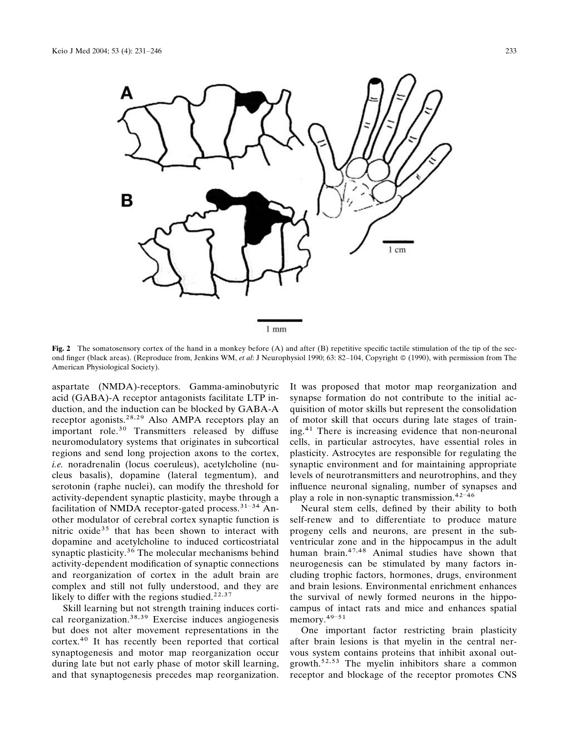**Fig. 2** The somatosensory cortex of the hand in a monkey before (A) and after (B) repetitive specific tactile stimulation of the tip of the second finger (black areas). (Reproduce from, Jenkins WM, *et al*: J Neurophysiol 1990; 63: 82–104, Copyright © (1990), with permission from The American Physiological Society).

aspartate (NMDA)-receptors. Gamma-aminobutyric acid (GABA)-A receptor antagonists facilitate LTP induction, and the induction can be blocked by GABA-A receptor agonists.[28,29] Also AMPA receptors play an important role.[30] Transmitters released by diffuse neuromodulatory systems that originates in subcortical regions and send long projection axons to the cortex, *i.e.* noradrenalin (locus coeruleus), acetylcholine (nucleus basalis), dopamine (lateral tegmentum), and serotonin (raphe nuclei), can modify the threshold for activity-dependent synaptic plasticity, maybe through a facilitation of NMDA receptor-gated process.[31–34] Another modulator of cerebral cortex synaptic function is nitric oxide[35] that has been shown to interact with dopamine and acetylcholine to induced corticostriatal synaptic plasticity.[36] The molecular mechanisms behind activity-dependent modification of synaptic connections and reorganization of cortex in the adult brain are complex and still not fully understood, and they are likely to differ with the regions studied.[22,37]

Skill learning but not strength training induces cortical reorganization.[38,39] Exercise induces angiogenesis but does not alter movement representations in the cortex.[40] It has recently been reported that cortical synaptogenesis and motor map reorganization occur during late but not early phase of motor skill learning, and that synaptogenesis precedes map reorganization. It was proposed that motor map reorganization and synapse formation do not contribute to the initial acquisition of motor skills but represent the consolidation of motor skill that occurs during late stages of training.[41] There is increasing evidence that non-neuronal cells, in particular astrocytes, have essential roles in plasticity. Astrocytes are responsible for regulating the synaptic environment and for maintaining appropriate levels of neurotransmitters and neurotrophins, and they influence neuronal signaling, number of synapses and play a role in non-synaptic transmission.[42–46]

Neural stem cells, defined by their ability to both self-renew and to differentiate to produce mature progeny cells and neurons, are present in the subventricular zone and in the hippocampus in the adult human brain.[47,48] Animal studies have shown that neurogenesis can be stimulated by many factors including trophic factors, hormones, drugs, environment and brain lesions. Environmental enrichment enhances the survival of newly formed neurons in the hippocampus of intact rats and mice and enhances spatial memory.[49–51]

One important factor restricting brain plasticity after brain lesions is that myelin in the central nervous system contains proteins that inhibit axonal outgrowth.[52,53] The myelin inhibitors share a common receptor and blockage of the receptor promotes CNS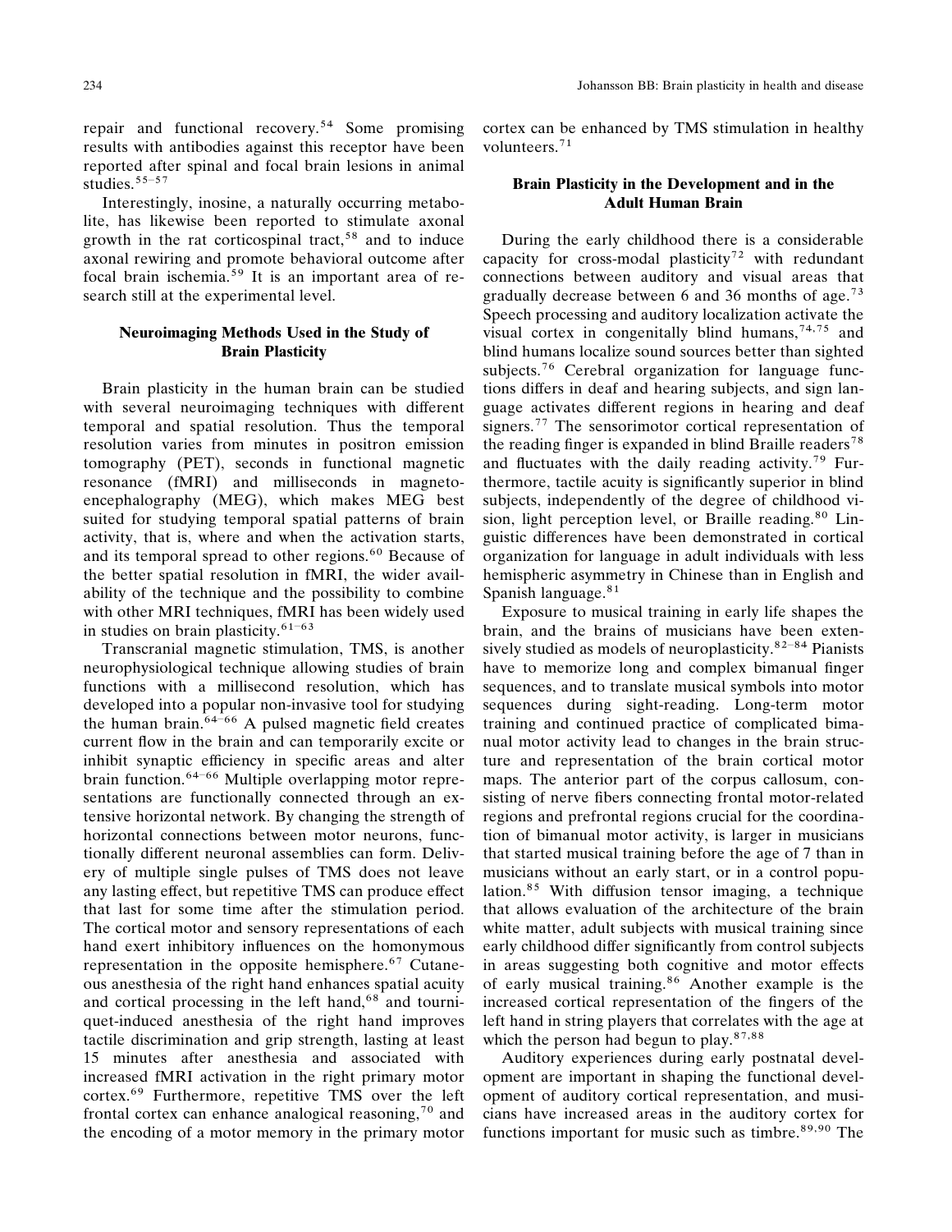repair and functional recovery.[54] Some promising results with antibodies against this receptor have been reported after spinal and focal brain lesions in animal studies.[55–57]

Interestingly, inosine, a naturally occurring metabolite, has likewise been reported to stimulate axonal growth in the rat corticospinal tract,[58] and to induce axonal rewiring and promote behavioral outcome after focal brain ischemia.[59] It is an important area of research still at the experimental level.

## Neuroimaging Methods Used in the Study of Brain Plasticity

Brain plasticity in the human brain can be studied with several neuroimaging techniques with different temporal and spatial resolution. Thus the temporal resolution varies from minutes in positron emission tomography (PET), seconds in functional magnetic resonance (fMRI) and milliseconds in magnetoencephalography (MEG), which makes MEG best suited for studying temporal spatial patterns of brain activity, that is, where and when the activation starts, and its temporal spread to other regions.[60] Because of the better spatial resolution in fMRI, the wider availability of the technique and the possibility to combine with other MRI techniques, fMRI has been widely used in studies on brain plasticity.[61–63]

Transcranial magnetic stimulation, TMS, is another neurophysiological technique allowing studies of brain functions with a millisecond resolution, which has developed into a popular non-invasive tool for studying the human brain.[64–66] A pulsed magnetic field creates current flow in the brain and can temporarily excite or inhibit synaptic efficiency in specific areas and alter brain function.[64–66] Multiple overlapping motor representations are functionally connected through an extensive horizontal network. By changing the strength of horizontal connections between motor neurons, functionally different neuronal assemblies can form. Delivery of multiple single pulses of TMS does not leave any lasting effect, but repetitive TMS can produce effect that last for some time after the stimulation period. The cortical motor and sensory representations of each hand exert inhibitory influences on the homonymous representation in the opposite hemisphere.[67] Cutaneous anesthesia of the right hand enhances spatial acuity and cortical processing in the left hand,[68] and tourniquet-induced anesthesia of the right hand improves tactile discrimination and grip strength, lasting at least 15 minutes after anesthesia and associated with increased fMRI activation in the right primary motor cortex.[69] Furthermore, repetitive TMS over the left frontal cortex can enhance analogical reasoning,[70] and the encoding of a motor memory in the primary motor cortex can be enhanced by TMS stimulation in healthy volunteers.[71]

## Brain Plasticity in the Development and in the Adult Human Brain

During the early childhood there is a considerable capacity for cross-modal plasticity[72] with redundant connections between auditory and visual areas that gradually decrease between 6 and 36 months of age.[73] Speech processing and auditory localization activate the visual cortex in congenitally blind humans,[74,75] and blind humans localize sound sources better than sighted subjects.[76] Cerebral organization for language functions differs in deaf and hearing subjects, and sign language activates different regions in hearing and deaf signers.[77] The sensorimotor cortical representation of the reading finger is expanded in blind Braille readers[78] and fluctuates with the daily reading activity.[79] Furthermore, tactile acuity is significantly superior in blind subjects, independently of the degree of childhood vision, light perception level, or Braille reading.[80] Linguistic differences have been demonstrated in cortical organization for language in adult individuals with less hemispheric asymmetry in Chinese than in English and Spanish language.[81]

Exposure to musical training in early life shapes the brain, and the brains of musicians have been extensively studied as models of neuroplasticity.[82–84] Pianists have to memorize long and complex bimanual finger sequences, and to translate musical symbols into motor sequences during sight-reading. Long-term motor training and continued practice of complicated bimanual motor activity lead to changes in the brain structure and representation of the brain cortical motor maps. The anterior part of the corpus callosum, consisting of nerve fibers connecting frontal motor-related regions and prefrontal regions crucial for the coordination of bimanual motor activity, is larger in musicians that started musical training before the age of 7 than in musicians without an early start, or in a control population.[85] With diffusion tensor imaging, a technique that allows evaluation of the architecture of the brain white matter, adult subjects with musical training since early childhood differ significantly from control subjects in areas suggesting both cognitive and motor effects of early musical training.[86] Another example is the increased cortical representation of the fingers of the left hand in string players that correlates with the age at which the person had begun to play.[87,88]

Auditory experiences during early postnatal development are important in shaping the functional development of auditory cortical representation, and musicians have increased areas in the auditory cortex for functions important for music such as timbre.[89,90] The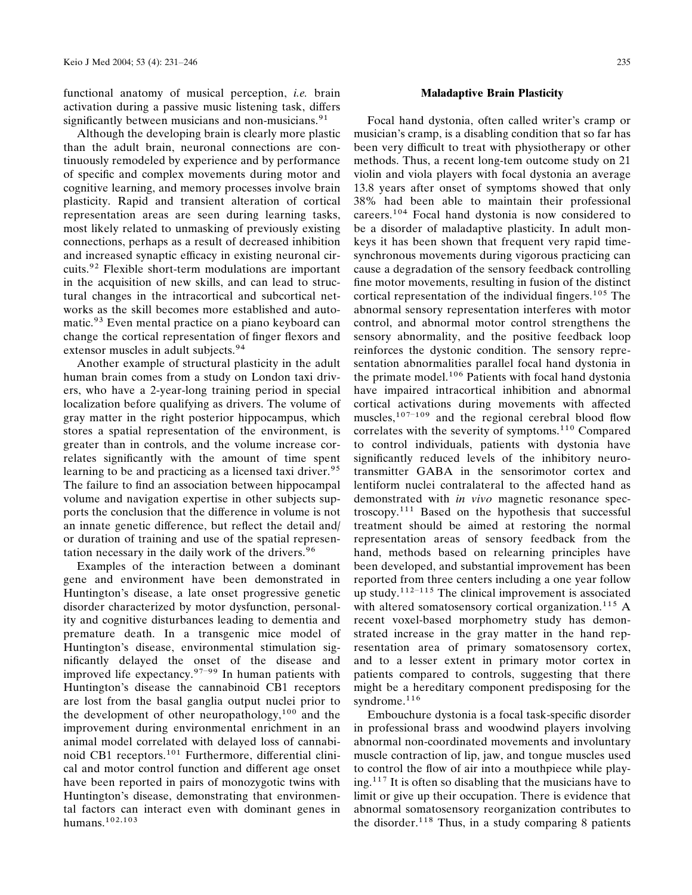functional anatomy of musical perception, *i.e.* brain activation during a passive music listening task, differs significantly between musicians and non-musicians.[91]

Although the developing brain is clearly more plastic than the adult brain, neuronal connections are continuously remodeled by experience and by performance of specific and complex movements during motor and cognitive learning, and memory processes involve brain plasticity. Rapid and transient alteration of cortical representation areas are seen during learning tasks, most likely related to unmasking of previously existing connections, perhaps as a result of decreased inhibition and increased synaptic efficacy in existing neuronal circuits.[92] Flexible short-term modulations are important in the acquisition of new skills, and can lead to structural changes in the intracortical and subcortical networks as the skill becomes more established and automatic.[93] Even mental practice on a piano keyboard can change the cortical representation of finger flexors and extensor muscles in adult subjects.[94]

Another example of structural plasticity in the adult human brain comes from a study on London taxi drivers, who have a 2-year-long training period in special localization before qualifying as drivers. The volume of gray matter in the right posterior hippocampus, which stores a spatial representation of the environment, is greater than in controls, and the volume increase correlates significantly with the amount of time spent learning to be and practicing as a licensed taxi driver.[95] The failure to find an association between hippocampal volume and navigation expertise in other subjects supports the conclusion that the difference in volume is not an innate genetic difference, but reflect the detail and/or duration of training and use of the spatial representation necessary in the daily work of the drivers.[96]

Examples of the interaction between a dominant gene and environment have been demonstrated in Huntington's disease, a late onset progressive genetic disorder characterized by motor dysfunction, personality and cognitive disturbances leading to dementia and premature death. In a transgenic mice model of Huntington's disease, environmental stimulation significantly delayed the onset of the disease and improved life expectancy.[97–99] In human patients with Huntington's disease the cannabinoid CB1 receptors are lost from the basal ganglia output nuclei prior to the development of other neuropathology,[100] and the improvement during environmental enrichment in an animal model correlated with delayed loss of cannabinoid CB1 receptors.[101] Furthermore, differential clinical and motor control function and different age onset have been reported in pairs of monozygotic twins with Huntington's disease, demonstrating that environmental factors can interact even with dominant genes in humans.[102,103]

## Maladaptive Brain Plasticity

Focal hand dystonia, often called writer's cramp or musician's cramp, is a disabling condition that so far has been very difficult to treat with physiotherapy or other methods. Thus, a recent long-tem outcome study on 21 violin and viola players with focal dystonia an average 13.8 years after onset of symptoms showed that only 38% had been able to maintain their professional careers.[104] Focal hand dystonia is now considered to be a disorder of maladaptive plasticity. In adult monkeys it has been shown that frequent very rapid time-synchronous movements during vigorous practicing can cause a degradation of the sensory feedback controlling fine motor movements, resulting in fusion of the distinct cortical representation of the individual fingers.[105] The abnormal sensory representation interferes with motor control, and abnormal motor control strengthens the sensory abnormality, and the positive feedback loop reinforces the dystonic condition. The sensory representation abnormalities parallel focal hand dystonia in the primate model.[106] Patients with focal hand dystonia have impaired intracortical inhibition and abnormal cortical activations during movements with affected muscles,[107–109] and the regional cerebral blood flow correlates with the severity of symptoms.[110] Compared to control individuals, patients with dystonia have significantly reduced levels of the inhibitory neurotransmitter GABA in the sensorimotor cortex and lentiform nuclei contralateral to the affected hand as demonstrated with *in vivo* magnetic resonance spectroscopy.[111] Based on the hypothesis that successful treatment should be aimed at restoring the normal representation areas of sensory feedback from the hand, methods based on relearning principles have been developed, and substantial improvement has been reported from three centers including a one year follow up study.[112–115] The clinical improvement is associated with altered somatosensory cortical organization.[115] A recent voxel-based morphometry study has demonstrated increase in the gray matter in the hand representation area of primary somatosensory cortex, and to a lesser extent in primary motor cortex in patients compared to controls, suggesting that there might be a hereditary component predisposing for the syndrome.[116]

Embouchure dystonia is a focal task-specific disorder in professional brass and woodwind players involving abnormal non-coordinated movements and involuntary muscle contraction of lip, jaw, and tongue muscles used to control the flow of air into a mouthpiece while playing.[117] It is often so disabling that the musicians have to limit or give up their occupation. There is evidence that abnormal somatosensory reorganization contributes to the disorder.[118] Thus, in a study comparing 8 patients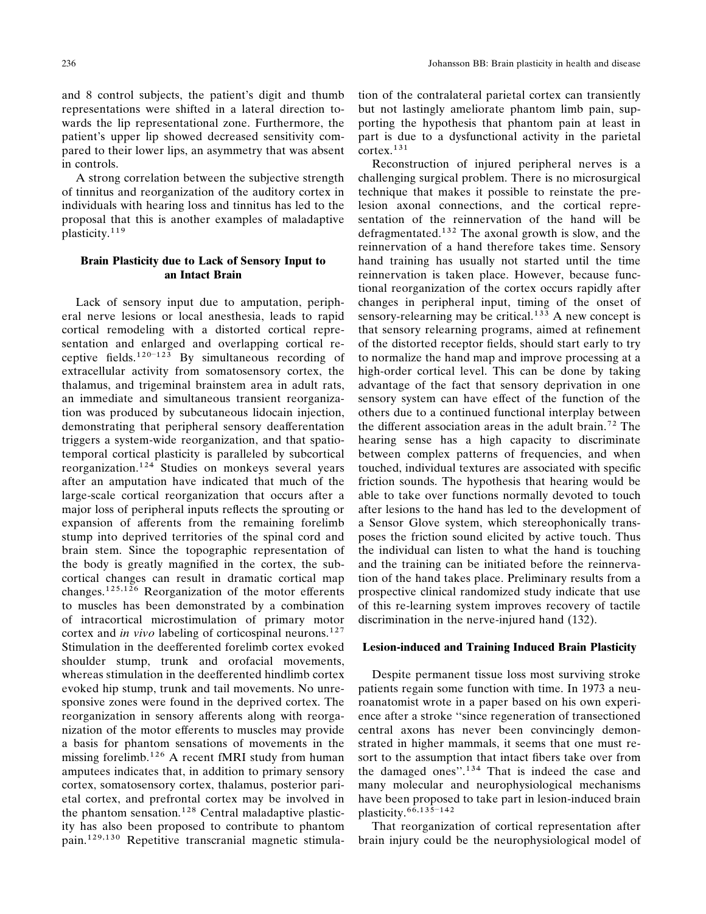and 8 control subjects, the patient's digit and thumb representations were shifted in a lateral direction towards the lip representational zone. Furthermore, the patient's upper lip showed decreased sensitivity compared to their lower lips, an asymmetry that was absent in controls.

A strong correlation between the subjective strength of tinnitus and reorganization of the auditory cortex in individuals with hearing loss and tinnitus has led to the proposal that this is another examples of maladaptive plasticity.[119]

### Brain Plasticity due to Lack of Sensory Input to an Intact Brain

Lack of sensory input due to amputation, peripheral nerve lesions or local anesthesia, leads to rapid cortical remodeling with a distorted cortical representation and enlarged and overlapping cortical receptive fields.[120–123] By simultaneous recording of extracellular activity from somatosensory cortex, the thalamus, and trigeminal brainstem area in adult rats, an immediate and simultaneous transient reorganization was produced by subcutaneous lidocain injection, demonstrating that peripheral sensory deafferentation triggers a system-wide reorganization, and that spatiotemporal cortical plasticity is paralleled by subcortical reorganization.[124] Studies on monkeys several years after an amputation have indicated that much of the large-scale cortical reorganization that occurs after a major loss of peripheral inputs reflects the sprouting or expansion of afferents from the remaining forelimb stump into deprived territories of the spinal cord and brain stem. Since the topographic representation of the body is greatly magnified in the cortex, the subcortical changes can result in dramatic cortical map changes.[125,126] Reorganization of the motor efferents to muscles has been demonstrated by a combination of intracortical microstimulation of primary motor cortex and *in vivo* labeling of corticospinal neurons.[127] Stimulation in the deefferented forelimb cortex evoked shoulder stump, trunk and orofacial movements, whereas stimulation in the deefferented hindlimb cortex evoked hip stump, trunk and tail movements. No unresponsive zones were found in the deprived cortex. The reorganization in sensory afferents along with reorganization of the motor efferents to muscles may provide a basis for phantom sensations of movements in the missing forelimb.[126] A recent fMRI study from human amputees indicates that, in addition to primary sensory cortex, somatosensory cortex, thalamus, posterior parietal cortex, and prefrontal cortex may be involved in the phantom sensation.[128] Central maladaptive plasticity has also been proposed to contribute to phantom pain.[129,130] Repetitive transcranial magnetic stimulation of the contralateral parietal cortex can transiently but not lastingly ameliorate phantom limb pain, supporting the hypothesis that phantom pain at least in part is due to a dysfunctional activity in the parietal cortex.[131]

Reconstruction of injured peripheral nerves is a challenging surgical problem. There is no microsurgical technique that makes it possible to reinstate the prelesion axonal connections, and the cortical representation of the reinnervation of the hand will be defragmentated.[132] The axonal growth is slow, and the reinnervation of a hand therefore takes time. Sensory hand training has usually not started until the time reinnervation is taken place. However, because functional reorganization of the cortex occurs rapidly after changes in peripheral input, timing of the onset of sensory-relearning may be critical.[133] A new concept is that sensory relearning programs, aimed at refinement of the distorted receptor fields, should start early to try to normalize the hand map and improve processing at a high-order cortical level. This can be done by taking advantage of the fact that sensory deprivation in one sensory system can have effect of the function of the others due to a continued functional interplay between the different association areas in the adult brain.[72] The hearing sense has a high capacity to discriminate between complex patterns of frequencies, and when touched, individual textures are associated with specific friction sounds. The hypothesis that hearing would be able to take over functions normally devoted to touch after lesions to the hand has led to the development of a Sensor Glove system, which stereophonically transposes the friction sound elicited by active touch. Thus the individual can listen to what the hand is touching and the training can be initiated before the reinnervation of the hand takes place. Preliminary results from a prospective clinical randomized study indicate that use of this re-learning system improves recovery of tactile discrimination in the nerve-injured hand (132).

### Lesion-induced and Training Induced Brain Plasticity

Despite permanent tissue loss most surviving stroke patients regain some function with time. In 1973 a neuroanatomist wrote in a paper based on his own experience after a stroke "since regeneration of transectioned central axons has never been convincingly demonstrated in higher mammals, it seems that one must resort to the assumption that intact fibers take over from the damaged ones".[134] That is indeed the case and many molecular and neurophysiological mechanisms have been proposed to take part in lesion-induced brain plasticity.[66,135–142]

That reorganization of cortical representation after brain injury could be the neurophysiological model of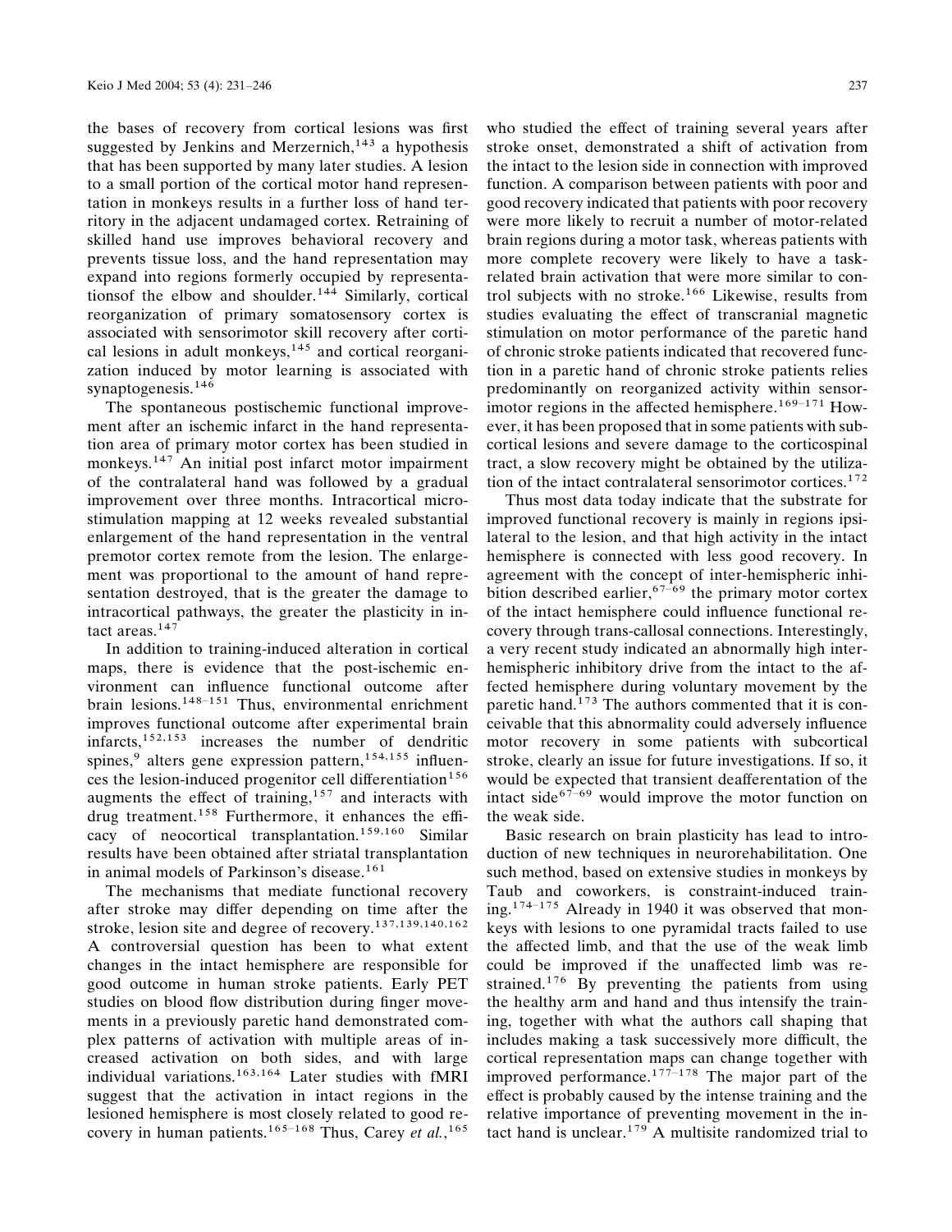the bases of recovery from cortical lesions was first suggested by Jenkins and Merzernich,[143] a hypothesis that has been supported by many later studies. A lesion to a small portion of the cortical motor hand representation in monkeys results in a further loss of hand territory in the adjacent undamaged cortex. Retraining of skilled hand use improves behavioral recovery and prevents tissue loss, and the hand representation may expand into regions formerly occupied by representationsof the elbow and shoulder.[144] Similarly, cortical reorganization of primary somatosensory cortex is associated with sensorimotor skill recovery after cortical lesions in adult monkeys,[145] and cortical reorganization induced by motor learning is associated with synaptogenesis.[146]

The spontaneous postischemic functional improvement after an ischemic infarct in the hand representation area of primary motor cortex has been studied in monkeys.[147] An initial post infarct motor impairment of the contralateral hand was followed by a gradual improvement over three months. Intracortical microstimulation mapping at 12 weeks revealed substantial enlargement of the hand representation in the ventral premotor cortex remote from the lesion. The enlargement was proportional to the amount of hand representation destroyed, that is the greater the damage to intracortical pathways, the greater the plasticity in intact areas.[147]

In addition to training-induced alteration in cortical maps, there is evidence that the post-ischemic environment can influence functional outcome after brain lesions.[148–151] Thus, environmental enrichment improves functional outcome after experimental brain infarcts,[152,153] increases the number of dendritic spines,[9] alters gene expression pattern,[154,155] influences the lesion-induced progenitor cell differentiation[156] augments the effect of training,[157] and interacts with drug treatment.[158] Furthermore, it enhances the efficacy of neocortical transplantation.[159,160] Similar results have been obtained after striatal transplantation in animal models of Parkinson's disease.[161]

The mechanisms that mediate functional recovery after stroke may differ depending on time after the stroke, lesion site and degree of recovery.[137,139,140,162] A controversial question has been to what extent changes in the intact hemisphere are responsible for good outcome in human stroke patients. Early PET studies on blood flow distribution during finger movements in a previously paretic hand demonstrated complex patterns of activation with multiple areas of increased activation on both sides, and with large individual variations.[163,164] Later studies with fMRI suggest that the activation in intact regions in the lesioned hemisphere is most closely related to good recovery in human patients.[165–168] Thus, Carey *et al.*,[165] who studied the effect of training several years after stroke onset, demonstrated a shift of activation from the intact to the lesion side in connection with improved function. A comparison between patients with poor and good recovery indicated that patients with poor recovery were more likely to recruit a number of motor-related brain regions during a motor task, whereas patients with more complete recovery were likely to have a task-related brain activation that were more similar to control subjects with no stroke.[166] Likewise, results from studies evaluating the effect of transcranial magnetic stimulation on motor performance of the paretic hand of chronic stroke patients indicated that recovered function in a paretic hand of chronic stroke patients relies predominantly on reorganized activity within sensorimotor regions in the affected hemisphere.[169–171] However, it has been proposed that in some patients with subcortical lesions and severe damage to the corticospinal tract, a slow recovery might be obtained by the utilization of the intact contralateral sensorimotor cortices.[172]

Thus most data today indicate that the substrate for improved functional recovery is mainly in regions ipsilateral to the lesion, and that high activity in the intact hemisphere is connected with less good recovery. In agreement with the concept of inter-hemispheric inhibition described earlier,[67–69] the primary motor cortex of the intact hemisphere could influence functional recovery through trans-callosal connections. Interestingly, a very recent study indicated an abnormally high inter-hemispheric inhibitory drive from the intact to the affected hemisphere during voluntary movement by the paretic hand.[173] The authors commented that it is conceivable that this abnormality could adversely influence motor recovery in some patients with subcortical stroke, clearly an issue for future investigations. If so, it would be expected that transient deafferentation of the intact side[67–69] would improve the motor function on the weak side.

Basic research on brain plasticity has lead to introduction of new techniques in neurorehabilitation. One such method, based on extensive studies in monkeys by Taub and coworkers, is constraint-induced training.[174–175] Already in 1940 it was observed that monkeys with lesions to one pyramidal tracts failed to use the affected limb, and that the use of the weak limb could be improved if the unaffected limb was restrained.[176] By preventing the patients from using the healthy arm and hand and thus intensify the training, together with what the authors call shaping that includes making a task successively more difficult, the cortical representation maps can change together with improved performance.[177–178] The major part of the effect is probably caused by the intense training and the relative importance of preventing movement in the intact hand is unclear.[179] A multisite randomized trial to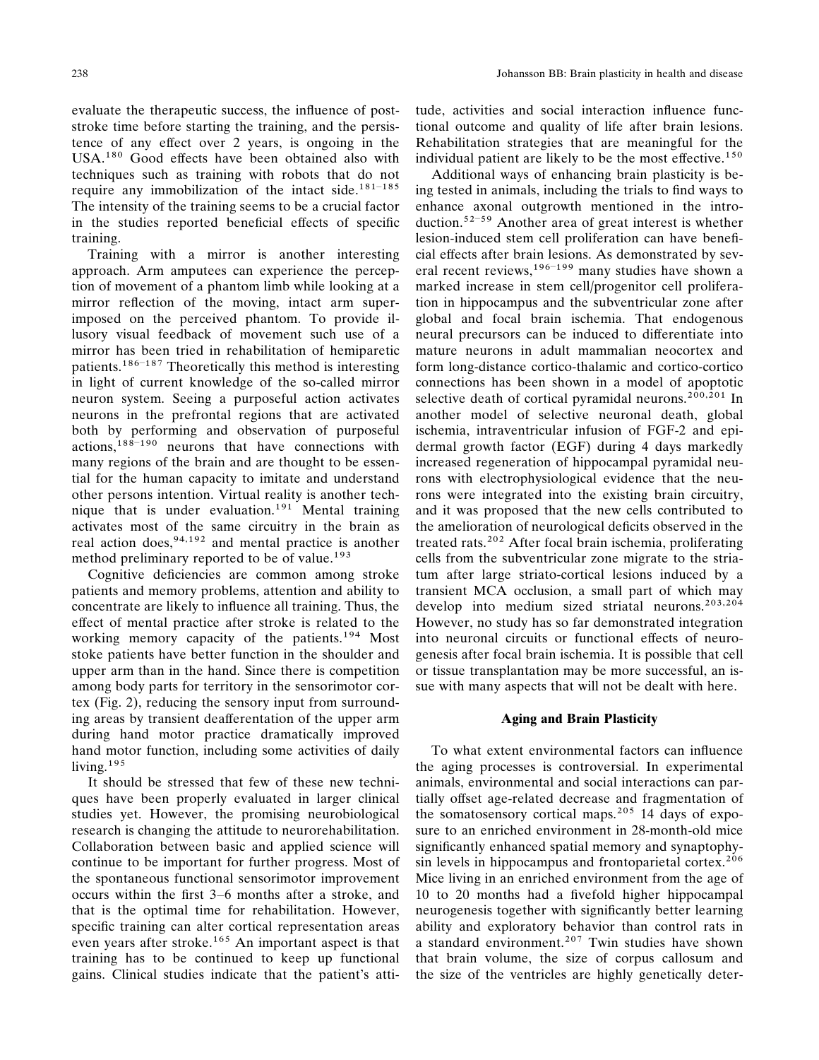evaluate the therapeutic success, the influence of post-stroke time before starting the training, and the persistence of any effect over 2 years, is ongoing in the USA.[180] Good effects have been obtained also with techniques such as training with robots that do not require any immobilization of the intact side.[181–185] The intensity of the training seems to be a crucial factor in the studies reported beneficial effects of specific training.

Training with a mirror is another interesting approach. Arm amputees can experience the perception of movement of a phantom limb while looking at a mirror reflection of the moving, intact arm superimposed on the perceived phantom. To provide illusory visual feedback of movement such use of a mirror has been tried in rehabilitation of hemiparetic patients.[186–187] Theoretically this method is interesting in light of current knowledge of the so-called mirror neuron system. Seeing a purposeful action activates neurons in the prefrontal regions that are activated both by performing and observation of purposeful actions,[188–190] neurons that have connections with many regions of the brain and are thought to be essential for the human capacity to imitate and understand other persons intention. Virtual reality is another technique that is under evaluation.[191] Mental training activates most of the same circuitry in the brain as real action does,[94,192] and mental practice is another method preliminary reported to be of value.[193]

Cognitive deficiencies are common among stroke patients and memory problems, attention and ability to concentrate are likely to influence all training. Thus, the effect of mental practice after stroke is related to the working memory capacity of the patients.[194] Most stoke patients have better function in the shoulder and upper arm than in the hand. Since there is competition among body parts for territory in the sensorimotor cortex (Fig. 2), reducing the sensory input from surrounding areas by transient deafferentation of the upper arm during hand motor practice dramatically improved hand motor function, including some activities of daily living.[195]

It should be stressed that few of these new techniques have been properly evaluated in larger clinical studies yet. However, the promising neurobiological research is changing the attitude to neurorehabilitation. Collaboration between basic and applied science will continue to be important for further progress. Most of the spontaneous functional sensorimotor improvement occurs within the first 3–6 months after a stroke, and that is the optimal time for rehabilitation. However, specific training can alter cortical representation areas even years after stroke.[165] An important aspect is that training has to be continued to keep up functional gains. Clinical studies indicate that the patient's attitude, activities and social interaction influence functional outcome and quality of life after brain lesions. Rehabilitation strategies that are meaningful for the individual patient are likely to be the most effective.[150]

Additional ways of enhancing brain plasticity is being tested in animals, including the trials to find ways to enhance axonal outgrowth mentioned in the introduction.[52–59] Another area of great interest is whether lesion-induced stem cell proliferation can have beneficial effects after brain lesions. As demonstrated by several recent reviews,[196–199] many studies have shown a marked increase in stem cell/progenitor cell proliferation in hippocampus and the subventricular zone after global and focal brain ischemia. That endogenous neural precursors can be induced to differentiate into mature neurons in adult mammalian neocortex and form long-distance cortico-thalamic and cortico-cortico connections has been shown in a model of apoptotic selective death of cortical pyramidal neurons.[200,201] In another model of selective neuronal death, global ischemia, intraventricular infusion of FGF-2 and epidermal growth factor (EGF) during 4 days markedly increased regeneration of hippocampal pyramidal neurons with electrophysiological evidence that the neurons were integrated into the existing brain circuitry, and it was proposed that the new cells contributed to the amelioration of neurological deficits observed in the treated rats.[202] After focal brain ischemia, proliferating cells from the subventricular zone migrate to the striatum after large striato-cortical lesions induced by a transient MCA occlusion, a small part of which may develop into medium sized striatal neurons.[203,204] However, no study has so far demonstrated integration into neuronal circuits or functional effects of neurogenesis after focal brain ischemia. It is possible that cell or tissue transplantation may be more successful, an issue with many aspects that will not be dealt with here.

## Aging and Brain Plasticity

To what extent environmental factors can influence the aging processes is controversial. In experimental animals, environmental and social interactions can partially offset age-related decrease and fragmentation of the somatosensory cortical maps.[205] 14 days of exposure to an enriched environment in 28-month-old mice significantly enhanced spatial memory and synaptophysin levels in hippocampus and frontoparietal cortex.[206] Mice living in an enriched environment from the age of 10 to 20 months had a fivefold higher hippocampal neurogenesis together with significantly better learning ability and exploratory behavior than control rats in a standard environment.[207] Twin studies have shown that brain volume, the size of corpus callosum and the size of the ventricles are highly genetically deter-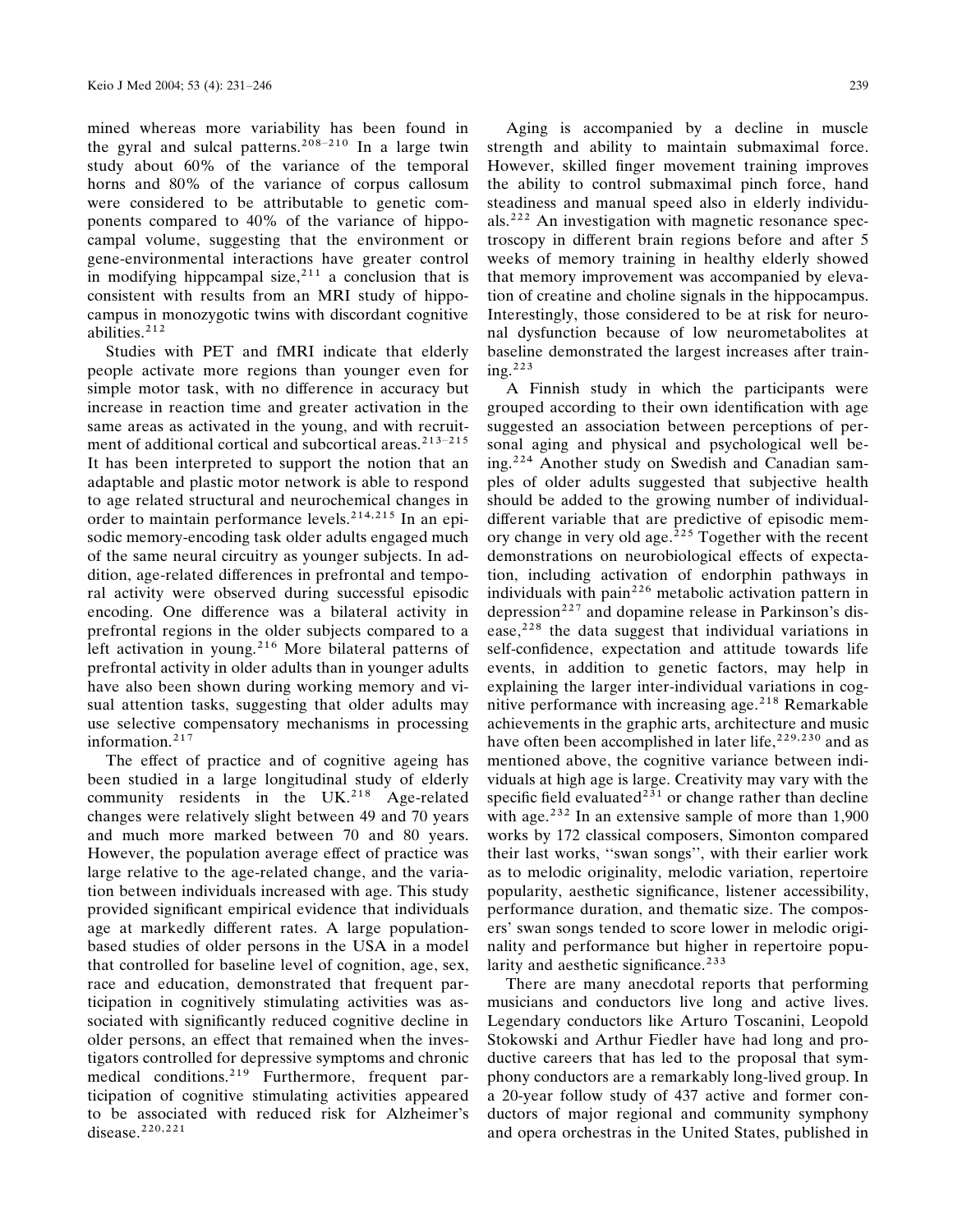mined whereas more variability has been found in the gyral and sulcal patterns.[208–210] In a large twin study about 60% of the variance of the temporal horns and 80% of the variance of corpus callosum were considered to be attributable to genetic components compared to 40% of the variance of hippocampal volume, suggesting that the environment or gene-environmental interactions have greater control in modifying hippcampal size,[211] a conclusion that is consistent with results from an MRI study of hippocampus in monozygotic twins with discordant cognitive abilities.[212]

Studies with PET and fMRI indicate that elderly people activate more regions than younger even for simple motor task, with no difference in accuracy but increase in reaction time and greater activation in the same areas as activated in the young, and with recruitment of additional cortical and subcortical areas.[213–215] It has been interpreted to support the notion that an adaptable and plastic motor network is able to respond to age related structural and neurochemical changes in order to maintain performance levels.[214,215] In an episodic memory-encoding task older adults engaged much of the same neural circuitry as younger subjects. In addition, age-related differences in prefrontal and temporal activity were observed during successful episodic encoding. One difference was a bilateral activity in prefrontal regions in the older subjects compared to a left activation in young.[216] More bilateral patterns of prefrontal activity in older adults than in younger adults have also been shown during working memory and visual attention tasks, suggesting that older adults may use selective compensatory mechanisms in processing information.[217]

The effect of practice and of cognitive ageing has been studied in a large longitudinal study of elderly community residents in the UK.[218] Age-related changes were relatively slight between 49 and 70 years and much more marked between 70 and 80 years. However, the population average effect of practice was large relative to the age-related change, and the variation between individuals increased with age. This study provided significant empirical evidence that individuals age at markedly different rates. A large population-based studies of older persons in the USA in a model that controlled for baseline level of cognition, age, sex, race and education, demonstrated that frequent participation in cognitively stimulating activities was associated with significantly reduced cognitive decline in older persons, an effect that remained when the investigators controlled for depressive symptoms and chronic medical conditions.[219] Furthermore, frequent participation of cognitive stimulating activities appeared to be associated with reduced risk for Alzheimer's disease.[220,221]

Aging is accompanied by a decline in muscle strength and ability to maintain submaximal force. However, skilled finger movement training improves the ability to control submaximal pinch force, hand steadiness and manual speed also in elderly individuals.[222] An investigation with magnetic resonance spectroscopy in different brain regions before and after 5 weeks of memory training in healthy elderly showed that memory improvement was accompanied by elevation of creatine and choline signals in the hippocampus. Interestingly, those considered to be at risk for neuronal dysfunction because of low neurometabolites at baseline demonstrated the largest increases after training.[223]

A Finnish study in which the participants were grouped according to their own identification with age suggested an association between perceptions of personal aging and physical and psychological well being.[224] Another study on Swedish and Canadian samples of older adults suggested that subjective health should be added to the growing number of individual-different variable that are predictive of episodic memory change in very old age.[225] Together with the recent demonstrations on neurobiological effects of expectation, including activation of endorphin pathways in individuals with pain[226] metabolic activation pattern in depression[227] and dopamine release in Parkinson's disease,[228] the data suggest that individual variations in self-confidence, expectation and attitude towards life events, in addition to genetic factors, may help in explaining the larger inter-individual variations in cognitive performance with increasing age.[218] Remarkable achievements in the graphic arts, architecture and music have often been accomplished in later life,[229,230] and as mentioned above, the cognitive variance between individuals at high age is large. Creativity may vary with the specific field evaluated[231] or change rather than decline with age.[232] In an extensive sample of more than 1,900 works by 172 classical composers, Simonton compared their last works, "swan songs", with their earlier work as to melodic originality, melodic variation, repertoire popularity, aesthetic significance, listener accessibility, performance duration, and thematic size. The composers' swan songs tended to score lower in melodic originality and performance but higher in repertoire popularity and aesthetic significance.[233]

There are many anecdotal reports that performing musicians and conductors live long and active lives. Legendary conductors like Arturo Toscanini, Leopold Stokowski and Arthur Fiedler have had long and productive careers that has led to the proposal that symphony conductors are a remarkably long-lived group. In a 20-year follow study of 437 active and former conductors of major regional and community symphony and opera orchestras in the United States, published in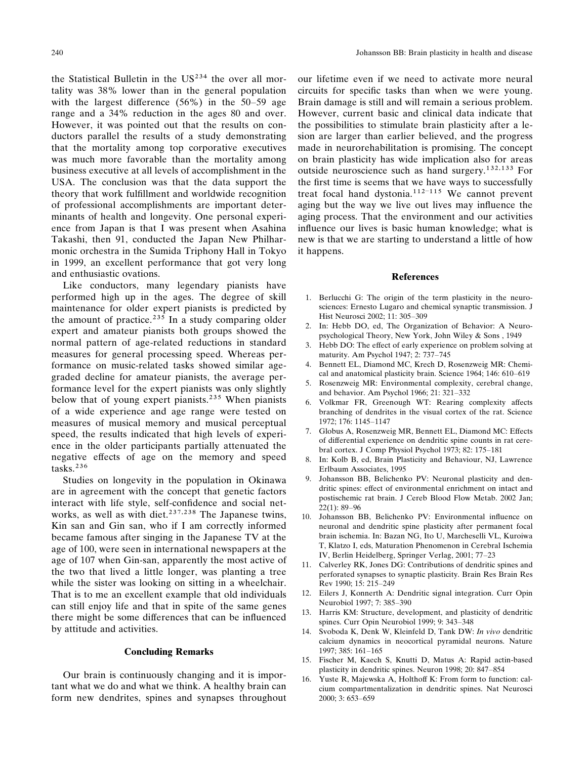the Statistical Bulletin in the US[234] the over all mortality was 38% lower than in the general population with the largest difference (56%) in the 50–59 age range and a 34% reduction in the ages 80 and over. However, it was pointed out that the results on conductors parallel the results of a study demonstrating that the mortality among top corporative executives was much more favorable than the mortality among business executive at all levels of accomplishment in the USA. The conclusion was that the data support the theory that work fulfillment and worldwide recognition of professional accomplishments are important determinants of health and longevity. One personal experience from Japan is that I was present when Asahina Takashi, then 91, conducted the Japan New Philharmonic orchestra in the Sumida Triphony Hall in Tokyo in 1999, an excellent performance that got very long and enthusiastic ovations.

Like conductors, many legendary pianists have performed high up in the ages. The degree of skill maintenance for older expert pianists is predicted by the amount of practice.[235] In a study comparing older expert and amateur pianists both groups showed the normal pattern of age-related reductions in standard measures for general processing speed. Whereas performance on music-related tasks showed similar age-graded decline for amateur pianists, the average performance level for the expert pianists was only slightly below that of young expert pianists.[235] When pianists of a wide experience and age range were tested on measures of musical memory and musical perceptual speed, the results indicated that high levels of experience in the older participants partially attenuated the negative effects of age on the memory and speed tasks.[236]

Studies on longevity in the population in Okinawa are in agreement with the concept that genetic factors interact with life style, self-confidence and social networks, as well as with diet.[237,238] The Japanese twins, Kin san and Gin san, who if I am correctly informed became famous after singing in the Japanese TV at the age of 100, were seen in international newspapers at the age of 107 when Gin-san, apparently the most active of the two that lived a little longer, was planting a tree while the sister was looking on sitting in a wheelchair. That is to me an excellent example that old individuals can still enjoy life and that in spite of the same genes there might be some differences that can be influenced by attitude and activities.

## Concluding Remarks

Our brain is continuously changing and it is important what we do and what we think. A healthy brain can form new dendrites, spines and synapses throughout our lifetime even if we need to activate more neural circuits for specific tasks than when we were young. Brain damage is still and will remain a serious problem. However, current basic and clinical data indicate that the possibilities to stimulate brain plasticity after a lesion are larger than earlier believed, and the progress made in neurorehabilitation is promising. The concept on brain plasticity has wide implication also for areas outside neuroscience such as hand surgery.[132,133] For the first time is seems that we have ways to successfully treat focal hand dystonia.[112–115] We cannot prevent aging but the way we live out lives may influence the aging process. That the environment and our activities influence our lives is basic human knowledge; what is new is that we are starting to understand a little of how it happens.

## References

1. Berlucchi G: The origin of the term plasticity in the neurosciences: Ernesto Lugaro and chemical synaptic transmission. J Hist Neurosci 2002; 11: 305–309
2. In: Hebb DO, ed, The Organization of Behavior: A Neuropsychological Theory, New York, John Wiley & Sons , 1949
3. Hebb DO: The effect of early experience on problem solving at maturity. Am Psychol 1947; 2: 737–745
4. Bennett EL, Diamond MC, Krech D, Rosenzweig MR: Chemical and anatomical plasticity brain. Science 1964; 146: 610–619
5. Rosenzweig MR: Environmental complexity, cerebral change, and behavior. Am Psychol 1966; 21: 321–332
6. Volkmar FR, Greenough WT: Rearing complexity affects branching of dendrites in the visual cortex of the rat. Science 1972; 176: 1145–1147
7. Globus A, Rosenzweig MR, Bennett EL, Diamond MC: Effects of differential experience on dendritic spine counts in rat cerebral cortex. J Comp Physiol Psychol 1973; 82: 175–181
8. In: Kolb B, ed, Brain Plasticity and Behaviour, NJ, Lawrence Erlbaum Associates, 1995
9. Johansson BB, Belichenko PV: Neuronal plasticity and dendritic spines: effect of environmental enrichment on intact and postischemic rat brain. J Cereb Blood Flow Metab. 2002 Jan; 22(1): 89–96
10. Johansson BB, Belichenko PV: Environmental influence on neuronal and dendritic spine plasticity after permanent focal brain ischemia. In: Bazan NG, Ito U, Marcheselli VL, Kuroiwa T, Klatzo I, eds, Maturation Phenomenon in Cerebral Ischemia IV, Berlin Heidelberg, Springer Verlag, 2001; 77–23
11. Calverley RK, Jones DG: Contributions of dendritic spines and perforated synapses to synaptic plasticity. Brain Res Brain Res Rev 1990; 15: 215–249
12. Eilers J, Konnerth A: Dendritic signal integration. Curr Opin Neurobiol 1997; 7: 385–390
13. Harris KM: Structure, development, and plasticity of dendritic spines. Curr Opin Neurobiol 1999; 9: 343–348
14. Svoboda K, Denk W, Kleinfeld D, Tank DW: *In vivo* dendritic calcium dynamics in neocortical pyramidal neurons. Nature 1997; 385: 161–165
15. Fischer M, Kaech S, Knutti D, Matus A: Rapid actin-based plasticity in dendritic spines. Neuron 1998; 20: 847–854
16. Yuste R, Majewska A, Holthoff K: From form to function: calcium compartmentalization in dendritic spines. Nat Neurosci 2000; 3: 653–659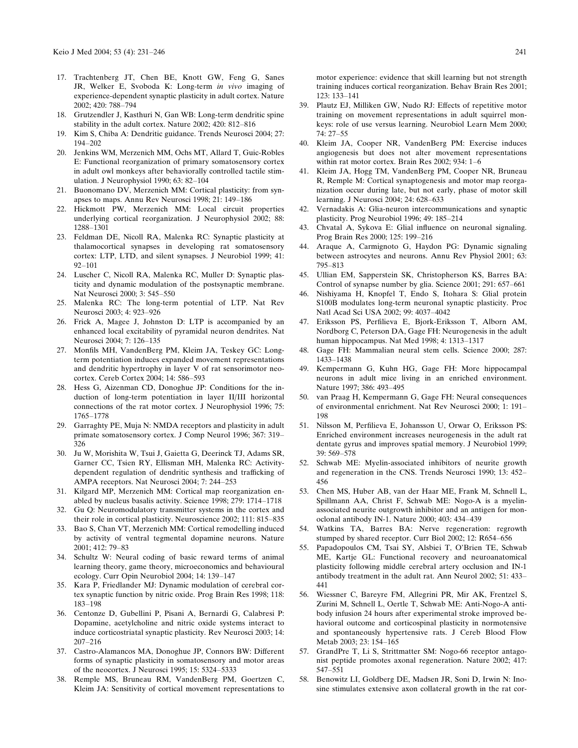17. Trachtenberg JT, Chen BE, Knott GW, Feng G, Sanes JR, Welker E, Svoboda K: Long-term *in vivo* imaging of experience-dependent synaptic plasticity in adult cortex. Nature 2002; 420: 788–794
18. Grutzendler J, Kasthuri N, Gan WB: Long-term dendritic spine stability in the adult cortex. Nature 2002; 420: 812–816
19. Kim S, Chiba A: Dendritic guidance. Trends Neurosci 2004; 27: 194–202
20. Jenkins WM, Merzenich MM, Ochs MT, Allard T, Guic-Robles E: Functional reorganization of primary somatosensory cortex in adult owl monkeys after behaviorally controlled tactile stimulation. J Neurophysiol 1990; 63: 82–104
21. Buonomano DV, Merzenich MM: Cortical plasticity: from synapses to maps. Annu Rev Neurosci 1998; 21: 149–186
22. Hickmott PW, Merzenich MM: Local circuit properties underlying cortical reorganization. J Neurophysiol 2002; 88: 1288–1301
23. Feldman DE, Nicoll RA, Malenka RC: Synaptic plasticity at thalamocortical synapses in developing rat somatosensory cortex: LTP, LTD, and silent synapses. J Neurobiol 1999; 41: 92–101
24. Luscher C, Nicoll RA, Malenka RC, Muller D: Synaptic plasticity and dynamic modulation of the postsynaptic membrane. Nat Neurosci 2000; 3: 545–550
25. Malenka RC: The long-term potential of LTP. Nat Rev Neurosci 2003; 4: 923–926
26. Frick A, Magee J, Johnston D: LTP is accompanied by an enhanced local excitability of pyramidal neuron dendrites. Nat Neurosci 2004; 7: 126–135
27. Monfils MH, VandenBerg PM, Kleim JA, Teskey GC: Long-term potentiation induces expanded movement representations and dendritic hypertrophy in layer V of rat sensorimotor neocortex. Cereb Cortex 2004; 14: 586–593
28. Hess G, Aizenman CD, Donoghue JP: Conditions for the induction of long-term potentiation in layer II/III horizontal connections of the rat motor cortex. J Neurophysiol 1996; 75: 1765–1778
29. Garraghty PE, Muja N: NMDA receptors and plasticity in adult primate somatosensory cortex. J Comp Neurol 1996; 367: 319–326
30. Ju W, Morishita W, Tsui J, Gaietta G, Deerinck TJ, Adams SR, Garner CC, Tsien RY, Ellisman MH, Malenka RC: Activity-dependent regulation of dendritic synthesis and trafficking of AMPA receptors. Nat Neurosci 2004; 7: 244–253
31. Kilgard MP, Merzenich MM: Cortical map reorganization enabled by nucleus basalis activity. Science 1998; 279: 1714–1718
32. Gu Q: Neuromodulatory transmitter systems in the cortex and their role in cortical plasticity. Neuroscience 2002; 111: 815–835
33. Bao S, Chan VT, Merzenich MM: Cortical remodelling induced by activity of ventral tegmental dopamine neurons. Nature 2001; 412: 79–83
34. Schultz W: Neural coding of basic reward terms of animal learning theory, game theory, microeconomics and behavioural ecology. Curr Opin Neurobiol 2004; 14: 139–147
35. Kara P, Friedlander MJ: Dynamic modulation of cerebral cortex synaptic function by nitric oxide. Prog Brain Res 1998; 118: 183–198
36. Centonze D, Gubellini P, Pisani A, Bernardi G, Calabresi P: Dopamine, acetylcholine and nitric oxide systems interact to induce corticostriatal synaptic plasticity. Rev Neurosci 2003; 14: 207–216
37. Castro-Alamancos MA, Donoghue JP, Connors BW: Different forms of synaptic plasticity in somatosensory and motor areas of the neocortex. J Neurosci 1995; 15: 5324–5333
38. Remple MS, Bruneau RM, VandenBerg PM, Goertzen C, Kleim JA: Sensitivity of cortical movement representations to motor experience: evidence that skill learning but not strength training induces cortical reorganization. Behav Brain Res 2001; 123: 133–141
39. Plautz EJ, Milliken GW, Nudo RJ: Effects of repetitive motor training on movement representations in adult squirrel monkeys: role of use versus learning. Neurobiol Learn Mem 2000; 74: 27–55
40. Kleim JA, Cooper NR, VandenBerg PM: Exercise induces angiogenesis but does not alter movement representations within rat motor cortex. Brain Res 2002; 934: 1–6
41. Kleim JA, Hogg TM, VandenBerg PM, Cooper NR, Bruneau R, Remple M: Cortical synaptogenesis and motor map reorganization occur during late, but not early, phase of motor skill learning. J Neurosci 2004; 24: 628–633
42. Vernadakis A: Glia-neuron intercommunications and synaptic plasticity. Prog Neurobiol 1996; 49: 185–214
43. Chvatal A, Sykova E: Glial influence on neuronal signaling. Prog Brain Res 2000; 125: 199–216
44. Araque A, Carmignoto G, Haydon PG: Dynamic signaling between astrocytes and neurons. Annu Rev Physiol 2001; 63: 795–813
45. Ullian EM, Sapperstein SK, Christopherson KS, Barres BA: Control of synapse number by glia. Science 2001; 291: 657–661
46. Nishiyama H, Knopfel T, Endo S, Itohara S: Glial protein S100B modulates long-term neuronal synaptic plasticity. Proc Natl Acad Sci USA 2002; 99: 4037–4042
47. Eriksson PS, Perfilieva E, Bjork-Eriksson T, Alborn AM, Nordborg C, Peterson DA, Gage FH: Neurogenesis in the adult human hippocampus. Nat Med 1998; 4: 1313–1317
48. Gage FH: Mammalian neural stem cells. Science 2000; 287: 1433–1438
49. Kempermann G, Kuhn HG, Gage FH: More hippocampal neurons in adult mice living in an enriched environment. Nature 1997; 386: 493–495
50. van Praag H, Kempermann G, Gage FH: Neural consequences of environmental enrichment. Nat Rev Neurosci 2000; 1: 191–198
51. Nilsson M, Perfilieva E, Johansson U, Orwar O, Eriksson PS: Enriched environment increases neurogenesis in the adult rat dentate gyrus and improves spatial memory. J Neurobiol 1999; 39: 569–578
52. Schwab ME: Myelin-associated inhibitors of neurite growth and regeneration in the CNS. Trends Neurosci 1990; 13: 452–456
53. Chen MS, Huber AB, van der Haar ME, Frank M, Schnell L, Spillmann AA, Christ F, Schwab ME: Nogo-A is a myelin-associated neurite outgrowth inhibitor and an antigen for monoclonal antibody IN-1. Nature 2000; 403: 434–439
54. Watkins TA, Barres BA: Nerve regeneration: regrowth stumped by shared receptor. Curr Biol 2002; 12: R654–656
55. Papadopoulos CM, Tsai SY, Alsbiei T, O'Brien TE, Schwab ME, Kartje GL: Functional recovery and neuroanatomical plasticity following middle cerebral artery occlusion and IN-1 antibody treatment in the adult rat. Ann Neurol 2002; 51: 433–441
56. Wiessner C, Bareyre FM, Allegrini PR, Mir AK, Frentzel S, Zurini M, Schnell L, Oertle T, Schwab ME: Anti-Nogo-A antibody infusion 24 hours after experimental stroke improved behavioral outcome and corticospinal plasticity in normotensive and spontaneously hypertensive rats. J Cereb Blood Flow Metab 2003; 23: 154–165
57. GrandPre T, Li S, Strittmatter SM: Nogo-66 receptor antagonist peptide promotes axonal regeneration. Nature 2002; 417: 547–551
58. Benowitz LI, Goldberg DE, Madsen JR, Soni D, Irwin N: Inosine stimulates extensive axon collateral growth in the rat cor-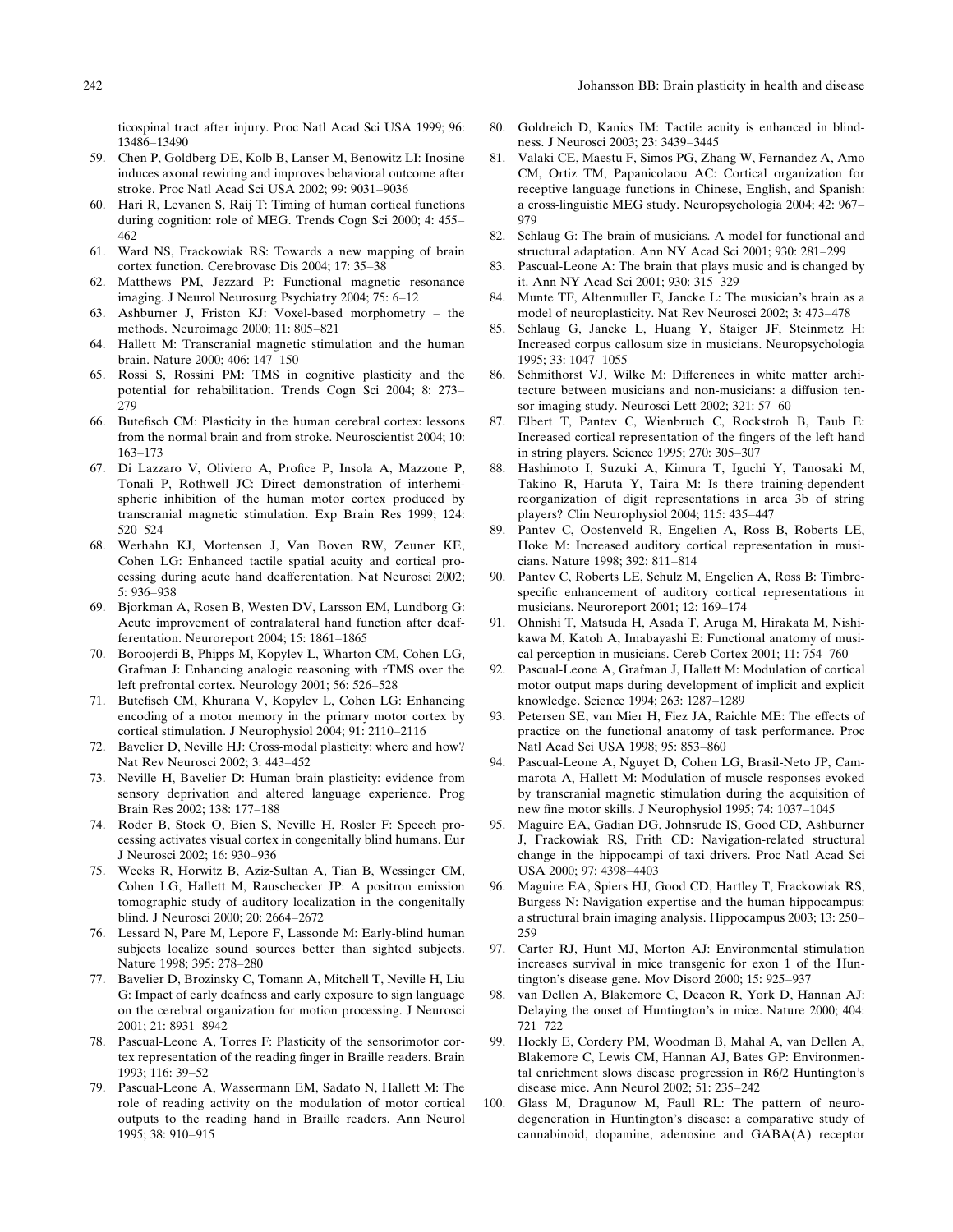ticospinal tract after injury. Proc Natl Acad Sci USA 1999; 96: 13486–13490

59. Chen P, Goldberg DE, Kolb B, Lanser M, Benowitz LI: Inosine induces axonal rewiring and improves behavioral outcome after stroke. Proc Natl Acad Sci USA 2002; 99: 9031–9036
60. Hari R, Levanen S, Raij T: Timing of human cortical functions during cognition: role of MEG. Trends Cogn Sci 2000; 4: 455–462
61. Ward NS, Frackowiak RS: Towards a new mapping of brain cortex function. Cerebrovasc Dis 2004; 17: 35–38
62. Matthews PM, Jezzard P: Functional magnetic resonance imaging. J Neurol Neurosurg Psychiatry 2004; 75: 6–12
63. Ashburner J, Friston KJ: Voxel-based morphometry – the methods. Neuroimage 2000; 11: 805–821
64. Hallett M: Transcranial magnetic stimulation and the human brain. Nature 2000; 406: 147–150
65. Rossi S, Rossini PM: TMS in cognitive plasticity and the potential for rehabilitation. Trends Cogn Sci 2004; 8: 273–279
66. Butefisch CM: Plasticity in the human cerebral cortex: lessons from the normal brain and from stroke. Neuroscientist 2004; 10: 163–173
67. Di Lazzaro V, Oliviero A, Profice P, Insola A, Mazzone P, Tonali P, Rothwell JC: Direct demonstration of interhemispheric inhibition of the human motor cortex produced by transcranial magnetic stimulation. Exp Brain Res 1999; 124: 520–524
68. Werhahn KJ, Mortensen J, Van Boven RW, Zeuner KE, Cohen LG: Enhanced tactile spatial acuity and cortical processing during acute hand deafferentation. Nat Neurosci 2002; 5: 936–938
69. Bjorkman A, Rosen B, Westen DV, Larsson EM, Lundborg G: Acute improvement of contralateral hand function after deafferentation. Neuroreport 2004; 15: 1861–1865
70. Boroojerdi B, Phipps M, Kopylev L, Wharton CM, Cohen LG, Grafman J: Enhancing analogic reasoning with rTMS over the left prefrontal cortex. Neurology 2001; 56: 526–528
71. Butefisch CM, Khurana V, Kopylev L, Cohen LG: Enhancing encoding of a motor memory in the primary motor cortex by cortical stimulation. J Neurophysiol 2004; 91: 2110–2116
72. Bavelier D, Neville HJ: Cross-modal plasticity: where and how? Nat Rev Neurosci 2002; 3: 443–452
73. Neville H, Bavelier D: Human brain plasticity: evidence from sensory deprivation and altered language experience. Prog Brain Res 2002; 138: 177–188
74. Roder B, Stock O, Bien S, Neville H, Rosler F: Speech processing activates visual cortex in congenitally blind humans. Eur J Neurosci 2002; 16: 930–936
75. Weeks R, Horwitz B, Aziz-Sultan A, Tian B, Wessinger CM, Cohen LG, Hallett M, Rauschecker JP: A positron emission tomographic study of auditory localization in the congenitally blind. J Neurosci 2000; 20: 2664–2672
76. Lessard N, Pare M, Lepore F, Lassonde M: Early-blind human subjects localize sound sources better than sighted subjects. Nature 1998; 395: 278–280
77. Bavelier D, Brozinsky C, Tomann A, Mitchell T, Neville H, Liu G: Impact of early deafness and early exposure to sign language on the cerebral organization for motion processing. J Neurosci 2001; 21: 8931–8942
78. Pascual-Leone A, Torres F: Plasticity of the sensorimotor cortex representation of the reading finger in Braille readers. Brain 1993; 116: 39–52
79. Pascual-Leone A, Wassermann EM, Sadato N, Hallett M: The role of reading activity on the modulation of motor cortical outputs to the reading hand in Braille readers. Ann Neurol 1995; 38: 910–915
80. Goldreich D, Kanics IM: Tactile acuity is enhanced in blindness. J Neurosci 2003; 23: 3439–3445
81. Valaki CE, Maestu F, Simos PG, Zhang W, Fernandez A, Amo CM, Ortiz TM, Papanicolaou AC: Cortical organization for receptive language functions in Chinese, English, and Spanish: a cross-linguistic MEG study. Neuropsychologia 2004; 42: 967–979
82. Schlaug G: The brain of musicians. A model for functional and structural adaptation. Ann NY Acad Sci 2001; 930: 281–299
83. Pascual-Leone A: The brain that plays music and is changed by it. Ann NY Acad Sci 2001; 930: 315–329
84. Munte TF, Altenmuller E, Jancke L: The musician's brain as a model of neuroplasticity. Nat Rev Neurosci 2002; 3: 473–478
85. Schlaug G, Jancke L, Huang Y, Staiger JF, Steinmetz H: Increased corpus callosum size in musicians. Neuropsychologia 1995; 33: 1047–1055
86. Schmithorst VJ, Wilke M: Differences in white matter architecture between musicians and non-musicians: a diffusion tensor imaging study. Neurosci Lett 2002; 321: 57–60
87. Elbert T, Pantev C, Wienbruch C, Rockstroh B, Taub E: Increased cortical representation of the fingers of the left hand in string players. Science 1995; 270: 305–307
88. Hashimoto I, Suzuki A, Kimura T, Iguchi Y, Tanosaki M, Takino R, Haruta Y, Taira M: Is there training-dependent reorganization of digit representations in area 3b of string players? Clin Neurophysiol 2004; 115: 435–447
89. Pantev C, Oostenveld R, Engelien A, Ross B, Roberts LE, Hoke M: Increased auditory cortical representation in musicians. Nature 1998; 392: 811–814
90. Pantev C, Roberts LE, Schulz M, Engelien A, Ross B: Timbre-specific enhancement of auditory cortical representations in musicians. Neuroreport 2001; 12: 169–174
91. Ohnishi T, Matsuda H, Asada T, Aruga M, Hirakata M, Nishikawa M, Katoh A, Imabayashi E: Functional anatomy of musical perception in musicians. Cereb Cortex 2001; 11: 754–760
92. Pascual-Leone A, Grafman J, Hallett M: Modulation of cortical motor output maps during development of implicit and explicit knowledge. Science 1994; 263: 1287–1289
93. Petersen SE, van Mier H, Fiez JA, Raichle ME: The effects of practice on the functional anatomy of task performance. Proc Natl Acad Sci USA 1998; 95: 853–860
94. Pascual-Leone A, Nguyet D, Cohen LG, Brasil-Neto JP, Cammarota A, Hallett M: Modulation of muscle responses evoked by transcranial magnetic stimulation during the acquisition of new fine motor skills. J Neurophysiol 1995; 74: 1037–1045
95. Maguire EA, Gadian DG, Johnsrude IS, Good CD, Ashburner J, Frackowiak RS, Frith CD: Navigation-related structural change in the hippocampi of taxi drivers. Proc Natl Acad Sci USA 2000; 97: 4398–4403
96. Maguire EA, Spiers HJ, Good CD, Hartley T, Frackowiak RS, Burgess N: Navigation expertise and the human hippocampus: a structural brain imaging analysis. Hippocampus 2003; 13: 250–259
97. Carter RJ, Hunt MJ, Morton AJ: Environmental stimulation increases survival in mice transgenic for exon 1 of the Huntington's disease gene. Mov Disord 2000; 15: 925–937
98. van Dellen A, Blakemore C, Deacon R, York D, Hannan AJ: Delaying the onset of Huntington's in mice. Nature 2000; 404: 721–722
99. Hockly E, Cordery PM, Woodman B, Mahal A, van Dellen A, Blakemore C, Lewis CM, Hannan AJ, Bates GP: Environmental enrichment slows disease progression in R6/2 Huntington's disease mice. Ann Neurol 2002; 51: 235–242
100. Glass M, Dragunow M, Faull RL: The pattern of neurodegeneration in Huntington's disease: a comparative study of cannabinoid, dopamine, adenosine and GABA(A) receptor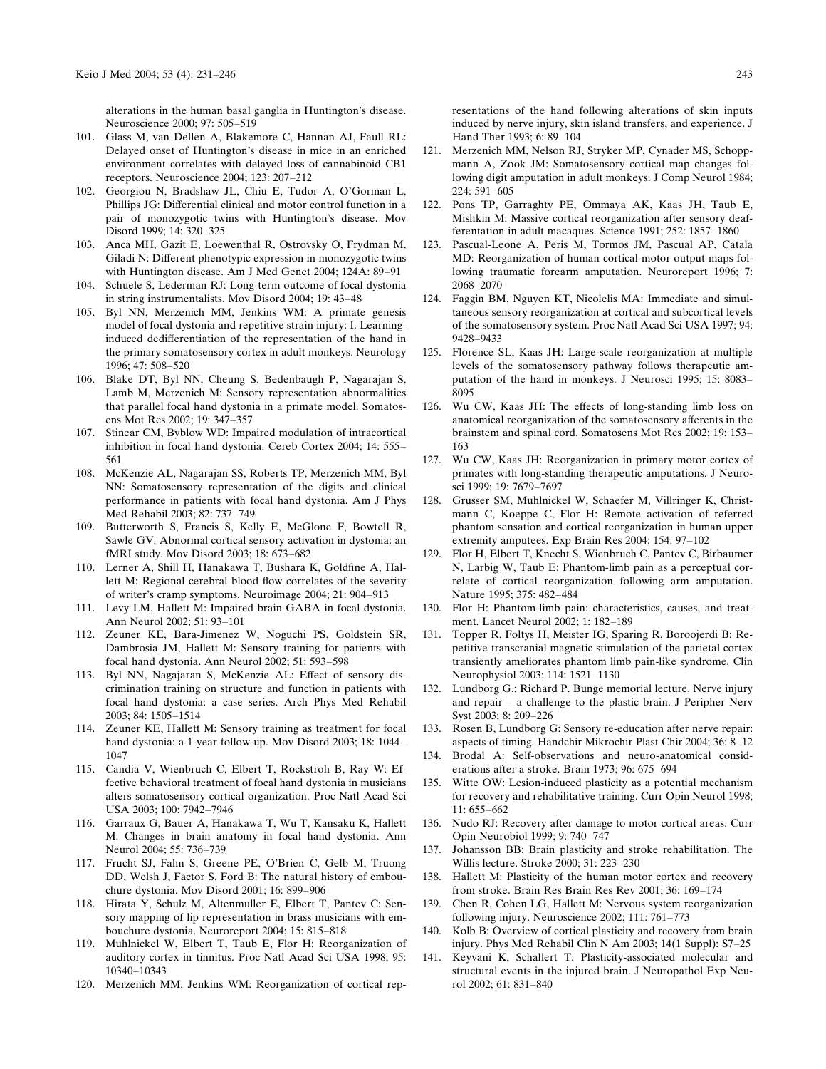alterations in the human basal ganglia in Huntington's disease. Neuroscience 2000; 97: 505–519

101. Glass M, van Dellen A, Blakemore C, Hannan AJ, Faull RL: Delayed onset of Huntington's disease in mice in an enriched environment correlates with delayed loss of cannabinoid CB1 receptors. Neuroscience 2004; 123: 207–212
102. Georgiou N, Bradshaw JL, Chiu E, Tudor A, O'Gorman L, Phillips JG: Differential clinical and motor control function in a pair of monozygotic twins with Huntington's disease. Mov Disord 1999; 14: 320–325
103. Anca MH, Gazit E, Loewenthal R, Ostrovsky O, Frydman M, Giladi N: Different phenotypic expression in monozygotic twins with Huntington disease. Am J Med Genet 2004; 124A: 89–91
104. Schuele S, Lederman RJ: Long-term outcome of focal dystonia in string instrumentalists. Mov Disord 2004; 19: 43–48
105. Byl NN, Merzenich MM, Jenkins WM: A primate genesis model of focal dystonia and repetitive strain injury: I. Learning-induced dedifferentiation of the representation of the hand in the primary somatosensory cortex in adult monkeys. Neurology 1996; 47: 508–520
106. Blake DT, Byl NN, Cheung S, Bedenbaugh P, Nagarajan S, Lamb M, Merzenich M: Sensory representation abnormalities that parallel focal hand dystonia in a primate model. Somatosens Mot Res 2002; 19: 347–357
107. Stinear CM, Byblow WD: Impaired modulation of intracortical inhibition in focal hand dystonia. Cereb Cortex 2004; 14: 555–561
108. McKenzie AL, Nagarajan SS, Roberts TP, Merzenich MM, Byl NN: Somatosensory representation of the digits and clinical performance in patients with focal hand dystonia. Am J Phys Med Rehabil 2003; 82: 737–749
109. Butterworth S, Francis S, Kelly E, McGlone F, Bowtell R, Sawle GV: Abnormal cortical sensory activation in dystonia: an fMRI study. Mov Disord 2003; 18: 673–682
110. Lerner A, Shill H, Hanakawa T, Bushara K, Goldfine A, Hallett M: Regional cerebral blood flow correlates of the severity of writer's cramp symptoms. Neuroimage 2004; 21: 904–913
111. Levy LM, Hallett M: Impaired brain GABA in focal dystonia. Ann Neurol 2002; 51: 93–101
112. Zeuner KE, Bara-Jimenez W, Noguchi PS, Goldstein SR, Dambrosia JM, Hallett M: Sensory training for patients with focal hand dystonia. Ann Neurol 2002; 51: 593–598
113. Byl NN, Nagajaran S, McKenzie AL: Effect of sensory discrimination training on structure and function in patients with focal hand dystonia: a case series. Arch Phys Med Rehabil 2003; 84: 1505–1514
114. Zeuner KE, Hallett M: Sensory training as treatment for focal hand dystonia: a 1-year follow-up. Mov Disord 2003; 18: 1044–1047
115. Candia V, Wienbruch C, Elbert T, Rockstroh B, Ray W: Effective behavioral treatment of focal hand dystonia in musicians alters somatosensory cortical organization. Proc Natl Acad Sci USA 2003; 100: 7942–7946
116. Garraux G, Bauer A, Hanakawa T, Wu T, Kansaku K, Hallett M: Changes in brain anatomy in focal hand dystonia. Ann Neurol 2004; 55: 736–739
117. Frucht SJ, Fahn S, Greene PE, O'Brien C, Gelb M, Truong DD, Welsh J, Factor S, Ford B: The natural history of embouchure dystonia. Mov Disord 2001; 16: 899–906
118. Hirata Y, Schulz M, Altenmuller E, Elbert T, Pantev C: Sensory mapping of lip representation in brass musicians with embouchure dystonia. Neuroreport 2004; 15: 815–818
119. Muhlnickel W, Elbert T, Taub E, Flor H: Reorganization of auditory cortex in tinnitus. Proc Natl Acad Sci USA 1998; 95: 10340–10343
120. Merzenich MM, Jenkins WM: Reorganization of cortical representations of the hand following alterations of skin inputs induced by nerve injury, skin island transfers, and experience. J Hand Ther 1993; 6: 89–104
121. Merzenich MM, Nelson RJ, Stryker MP, Cynader MS, Schoppmann A, Zook JM: Somatosensory cortical map changes following digit amputation in adult monkeys. J Comp Neurol 1984; 224: 591–605
122. Pons TP, Garraghty PE, Ommaya AK, Kaas JH, Taub E, Mishkin M: Massive cortical reorganization after sensory deafferentation in adult macaques. Science 1991; 252: 1857–1860
123. Pascual-Leone A, Peris M, Tormos JM, Pascual AP, Catala MD: Reorganization of human cortical motor output maps following traumatic forearm amputation. Neuroreport 1996; 7: 2068–2070
124. Faggin BM, Nguyen KT, Nicolelis MA: Immediate and simultaneous sensory reorganization at cortical and subcortical levels of the somatosensory system. Proc Natl Acad Sci USA 1997; 94: 9428–9433
125. Florence SL, Kaas JH: Large-scale reorganization at multiple levels of the somatosensory pathway follows therapeutic amputation of the hand in monkeys. J Neurosci 1995; 15: 8083–8095
126. Wu CW, Kaas JH: The effects of long-standing limb loss on anatomical reorganization of the somatosensory afferents in the brainstem and spinal cord. Somatosens Mot Res 2002; 19: 153–163
127. Wu CW, Kaas JH: Reorganization in primary motor cortex of primates with long-standing therapeutic amputations. J Neurosci 1999; 19: 7679–7697
128. Grusser SM, Muhlnickel W, Schaefer M, Villringer K, Christmann C, Koeppe C, Flor H: Remote activation of referred phantom sensation and cortical reorganization in human upper extremity amputees. Exp Brain Res 2004; 154: 97–102
129. Flor H, Elbert T, Knecht S, Wienbruch C, Pantev C, Birbaumer N, Larbig W, Taub E: Phantom-limb pain as a perceptual correlate of cortical reorganization following arm amputation. Nature 1995; 375: 482–484
130. Flor H: Phantom-limb pain: characteristics, causes, and treatment. Lancet Neurol 2002; 1: 182–189
131. Topper R, Foltys H, Meister IG, Sparing R, Boroojerdi B: Repetitive transcranial magnetic stimulation of the parietal cortex transiently ameliorates phantom limb pain-like syndrome. Clin Neurophysiol 2003; 114: 1521–1130
132. Lundborg G.: Richard P. Bunge memorial lecture. Nerve injury and repair – a challenge to the plastic brain. J Peripher Nerv Syst 2003; 8: 209–226
133. Rosen B, Lundborg G: Sensory re-education after nerve repair: aspects of timing. Handchir Mikrochir Plast Chir 2004; 36: 8–12
134. Brodal A: Self-observations and neuro-anatomical considerations after a stroke. Brain 1973; 96: 675–694
135. Witte OW: Lesion-induced plasticity as a potential mechanism for recovery and rehabilitative training. Curr Opin Neurol 1998; 11: 655–662
136. Nudo RJ: Recovery after damage to motor cortical areas. Curr Opin Neurobiol 1999; 9: 740–747
137. Johansson BB: Brain plasticity and stroke rehabilitation. The Willis lecture. Stroke 2000; 31: 223–230
138. Hallett M: Plasticity of the human motor cortex and recovery from stroke. Brain Res Brain Res Rev 2001; 36: 169–174
139. Chen R, Cohen LG, Hallett M: Nervous system reorganization following injury. Neuroscience 2002; 111: 761–773
140. Kolb B: Overview of cortical plasticity and recovery from brain injury. Phys Med Rehabil Clin N Am 2003; 14(1 Suppl): S7–25
141. Keyvani K, Schallert T: Plasticity-associated molecular and structural events in the injured brain. J Neuropathol Exp Neurol 2002; 61: 831–840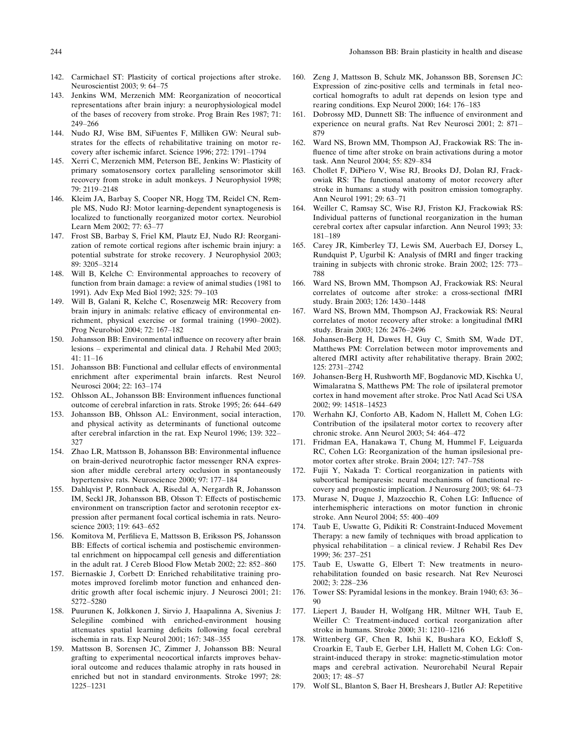142. Carmichael ST: Plasticity of cortical projections after stroke. Neuroscientist 2003; 9: 64–75
143. Jenkins WM, Merzenich MM: Reorganization of neocortical representations after brain injury: a neurophysiological model of the bases of recovery from stroke. Prog Brain Res 1987; 71: 249–266
144. Nudo RJ, Wise BM, SiFuentes F, Milliken GW: Neural substrates for the effects of rehabilitative training on motor recovery after ischemic infarct. Science 1996; 272: 1791–1794
145. Xerri C, Merzenich MM, Peterson BE, Jenkins W: Plasticity of primary somatosensory cortex paralleling sensorimotor skill recovery from stroke in adult monkeys. J Neurophysiol 1998; 79: 2119–2148
146. Kleim JA, Barbay S, Cooper NR, Hogg TM, Reidel CN, Remple MS, Nudo RJ: Motor learning-dependent synaptogenesis is localized to functionally reorganized motor cortex. Neurobiol Learn Mem 2002; 77: 63–77
147. Frost SB, Barbay S, Friel KM, Plautz EJ, Nudo RJ: Reorganization of remote cortical regions after ischemic brain injury: a potential substrate for stroke recovery. J Neurophysiol 2003; 89: 3205–3214
148. Will B, Kelche C: Environmental approaches to recovery of function from brain damage: a review of animal studies (1981 to 1991). Adv Exp Med Biol 1992; 325: 79–103
149. Will B, Galani R, Kelche C, Rosenzweig MR: Recovery from brain injury in animals: relative efficacy of environmental enrichment, physical exercise or formal training (1990–2002). Prog Neurobiol 2004; 72: 167–182
150. Johansson BB: Environmental influence on recovery after brain lesions – experimental and clinical data. J Rehabil Med 2003; 41: 11–16
151. Johansson BB: Functional and cellular effects of environmental enrichment after experimental brain infarcts. Rest Neurol Neurosci 2004; 22: 163–174
152. Ohlsson AL, Johansson BB: Environment influences functional outcome of cerebral infarction in rats. Stroke 1995; 26: 644–649
153. Johansson BB, Ohlsson AL: Environment, social interaction, and physical activity as determinants of functional outcome after cerebral infarction in the rat. Exp Neurol 1996; 139: 322–327
154. Zhao LR, Mattsson B, Johansson BB: Environmental influence on brain-derived neurotrophic factor messenger RNA expression after middle cerebral artery occlusion in spontaneously hypertensive rats. Neuroscience 2000; 97: 177–184
155. Dahlqvist P, Ronnback A, Risedal A, Nergardh R, Johansson IM, Seckl JR, Johansson BB, Olsson T: Effects of postischemic environment on transcription factor and serotonin receptor expression after permanent focal cortical ischemia in rats. Neuroscience 2003; 119: 643–652
156. Komitova M, Perfilieva E, Mattsson B, Eriksson PS, Johansson BB: Effects of cortical ischemia and postischemic environmental enrichment on hippocampal cell genesis and differentiation in the adult rat. J Cereb Blood Flow Metab 2002; 22: 852–860
157. Biernaskie J, Corbett D: Enriched rehabilitative training promotes improved forelimb motor function and enhanced dendritic growth after focal ischemic injury. J Neurosci 2001; 21: 5272–5280
158. Puurunen K, Jolkkonen J, Sirvio J, Haapalinna A, Sivenius J: Selegiline combined with enriched-environment housing attenuates spatial learning deficits following focal cerebral ischemia in rats. Exp Neurol 2001; 167: 348–355
159. Mattsson B, Sorensen JC, Zimmer J, Johansson BB: Neural grafting to experimental neocortical infarcts improves behavioral outcome and reduces thalamic atrophy in rats housed in enriched but not in standard environments. Stroke 1997; 28: 1225–1231
160. Zeng J, Mattsson B, Schulz MK, Johansson BB, Sorensen JC: Expression of zinc-positive cells and terminals in fetal neocortical homografts to adult rat depends on lesion type and rearing conditions. Exp Neurol 2000; 164: 176–183
161. Dobrossy MD, Dunnett SB: The influence of environment and experience on neural grafts. Nat Rev Neurosci 2001; 2: 871–879
162. Ward NS, Brown MM, Thompson AJ, Frackowiak RS: The influence of time after stroke on brain activations during a motor task. Ann Neurol 2004; 55: 829–834
163. Chollet F, DiPiero V, Wise RJ, Brooks DJ, Dolan RJ, Frackowiak RS: The functional anatomy of motor recovery after stroke in humans: a study with positron emission tomography. Ann Neurol 1991; 29: 63–71
164. Weiller C, Ramsay SC, Wise RJ, Friston KJ, Frackowiak RS: Individual patterns of functional reorganization in the human cerebral cortex after capsular infarction. Ann Neurol 1993; 33: 181–189
165. Carey JR, Kimberley TJ, Lewis SM, Auerbach EJ, Dorsey L, Rundquist P, Ugurbil K: Analysis of fMRI and finger tracking training in subjects with chronic stroke. Brain 2002; 125: 773–788
166. Ward NS, Brown MM, Thompson AJ, Frackowiak RS: Neural correlates of outcome after stroke: a cross-sectional fMRI study. Brain 2003; 126: 1430–1448
167. Ward NS, Brown MM, Thompson AJ, Frackowiak RS: Neural correlates of motor recovery after stroke: a longitudinal fMRI study. Brain 2003; 126: 2476–2496
168. Johansen-Berg H, Dawes H, Guy C, Smith SM, Wade DT, Matthews PM: Correlation between motor improvements and altered fMRI activity after rehabilitative therapy. Brain 2002; 125: 2731–2742
169. Johansen-Berg H, Rushworth MF, Bogdanovic MD, Kischka U, Wimalaratna S, Matthews PM: The role of ipsilateral premotor cortex in hand movement after stroke. Proc Natl Acad Sci USA 2002; 99: 14518–14523
170. Werhahn KJ, Conforto AB, Kadom N, Hallett M, Cohen LG: Contribution of the ipsilateral motor cortex to recovery after chronic stroke. Ann Neurol 2003; 54: 464–472
171. Fridman EA, Hanakawa T, Chung M, Hummel F, Leiguarda RC, Cohen LG: Reorganization of the human ipsilesional premotor cortex after stroke. Brain 2004; 127: 747–758
172. Fujii Y, Nakada T: Cortical reorganization in patients with subcortical hemiparesis: neural mechanisms of functional recovery and prognostic implication. J Neurosurg 2003; 98: 64–73
173. Murase N, Duque J, Mazzocchio R, Cohen LG: Influence of interhemispheric interactions on motor function in chronic stroke. Ann Neurol 2004; 55: 400–409
174. Taub E, Uswatte G, Pidikiti R: Constraint-Induced Movement Therapy: a new family of techniques with broad application to physical rehabilitation – a clinical review. J Rehabil Res Dev 1999; 36: 237–251
175. Taub E, Uswatte G, Elbert T: New treatments in neurorehabilitation founded on basic research. Nat Rev Neurosci 2002; 3: 228–236
176. Tower SS: Pyramidal lesions in the monkey. Brain 1940; 63: 36–90
177. Liepert J, Bauder H, Wolfgang HR, Miltner WH, Taub E, Weiller C: Treatment-induced cortical reorganization after stroke in humans. Stroke 2000; 31: 1210–1216
178. Wittenberg GF, Chen R, Ishii K, Bushara KO, Eckloff S, Croarkin E, Taub E, Gerber LH, Hallett M, Cohen LG: Constraint-induced therapy in stroke: magnetic-stimulation motor maps and cerebral activation. Neurorehabil Neural Repair 2003; 17: 48–57
179. Wolf SL, Blanton S, Baer H, Breshears J, Butler AJ: Repetitive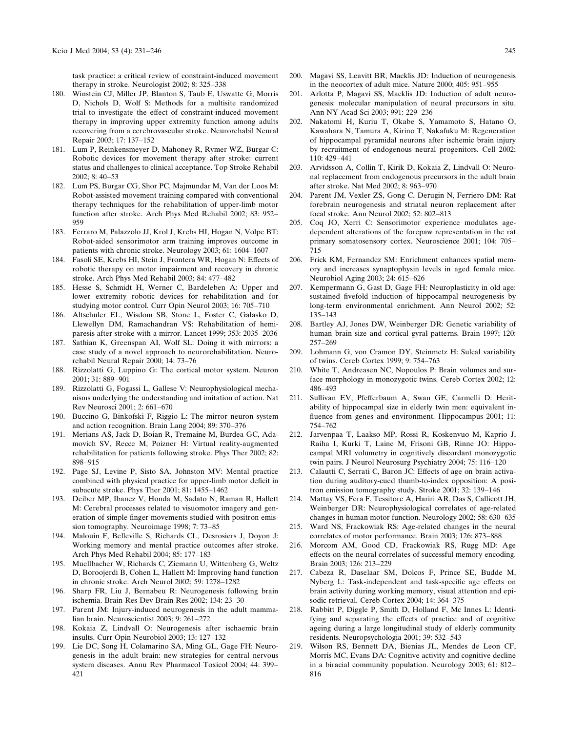task practice: a critical review of constraint-induced movement therapy in stroke. Neurologist 2002; 8: 325–338

180. Winstein CJ, Miller JP, Blanton S, Taub E, Uswatte G, Morris D, Nichols D, Wolf S: Methods for a multisite randomized trial to investigate the effect of constraint-induced movement therapy in improving upper extremity function among adults recovering from a cerebrovascular stroke. Neurorehabil Neural Repair 2003; 17: 137–152
181. Lum P, Reinkensmeyer D, Mahoney R, Rymer WZ, Burgar C: Robotic devices for movement therapy after stroke: current status and challenges to clinical acceptance. Top Stroke Rehabil 2002; 8: 40–53
182. Lum PS, Burgar CG, Shor PC, Majmundar M, Van der Loos M: Robot-assisted movement training compared with conventional therapy techniques for the rehabilitation of upper-limb motor function after stroke. Arch Phys Med Rehabil 2002; 83: 952–959
183. Ferraro M, Palazzolo JJ, Krol J, Krebs HI, Hogan N, Volpe BT: Robot-aided sensorimotor arm training improves outcome in patients with chronic stroke. Neurology 2003; 61: 1604–1607
184. Fasoli SE, Krebs HI, Stein J, Frontera WR, Hogan N: Effects of robotic therapy on motor impairment and recovery in chronic stroke. Arch Phys Med Rehabil 2003; 84: 477–482
185. Hesse S, Schmidt H, Werner C, Bardeleben A: Upper and lower extremity robotic devices for rehabilitation and for studying motor control. Curr Opin Neurol 2003; 16: 705–710
186. Altschuler EL, Wisdom SB, Stone L, Foster C, Galasko D, Llewellyn DM, Ramachandran VS: Rehabilitation of hemiparesis after stroke with a mirror. Lancet 1999; 353: 2035–2036
187. Sathian K, Greenspan AI, Wolf SL: Doing it with mirrors: a case study of a novel approach to neurorehabilitation. Neurorehabil Neural Repair 2000; 14: 73–76
188. Rizzolatti G, Luppino G: The cortical motor system. Neuron 2001; 31: 889–901
189. Rizzolatti G, Fogassi L, Gallese V: Neurophysiological mechanisms underlying the understanding and imitation of action. Nat Rev Neurosci 2001; 2: 661–670
190. Buccino G, Binkofski F, Riggio L: The mirror neuron system and action recognition. Brain Lang 2004; 89: 370–376
191. Merians AS, Jack D, Boian R, Tremaine M, Burdea GC, Adamovich SV, Recce M, Poizner H: Virtual reality-augmented rehabilitation for patients following stroke. Phys Ther 2002; 82: 898–915
192. Page SJ, Levine P, Sisto SA, Johnston MV: Mental practice combined with physical practice for upper-limb motor deficit in subacute stroke. Phys Ther 2001; 81: 1455–1462
193. Deiber MP, Ibanez V, Honda M, Sadato N, Raman R, Hallett M: Cerebral processes related to visuomotor imagery and generation of simple finger movements studied with positron emission tomography. Neuroimage 1998; 7: 73–85
194. Malouin F, Belleville S, Richards CL, Desrosiers J, Doyon J: Working memory and mental practice outcomes after stroke. Arch Phys Med Rehabil 2004; 85: 177–183
195. Muellbacher W, Richards C, Ziemann U, Wittenberg G, Weltz D, Boroojerdi B, Cohen L, Hallett M: Improving hand function in chronic stroke. Arch Neurol 2002; 59: 1278–1282
196. Sharp FR, Liu J, Bernabeu R: Neurogenesis following brain ischemia. Brain Res Dev Brain Res 2002; 134: 23–30
197. Parent JM: Injury-induced neurogenesis in the adult mammalian brain. Neuroscientist 2003; 9: 261–272
198. Kokaia Z, Lindvall O: Neurogenesis after ischaemic brain insults. Curr Opin Neurobiol 2003; 13: 127–132
199. Lie DC, Song H, Colamarino SA, Ming GL, Gage FH: Neurogenesis in the adult brain: new strategies for central nervous system diseases. Annu Rev Pharmacol Toxicol 2004; 44: 399–421
200. Magavi SS, Leavitt BR, Macklis JD: Induction of neurogenesis in the neocortex of adult mice. Nature 2000; 405: 951–955
201. Arlotta P, Magavi SS, Macklis JD: Induction of adult neurogenesis: molecular manipulation of neural precursors in situ. Ann NY Acad Sci 2003; 991: 229–236
202. Nakatomi H, Kuriu T, Okabe S, Yamamoto S, Hatano O, Kawahara N, Tamura A, Kirino T, Nakafuku M: Regeneration of hippocampal pyramidal neurons after ischemic brain injury by recruitment of endogenous neural progenitors. Cell 2002; 110: 429–441
203. Arvidsson A, Collin T, Kirik D, Kokaia Z, Lindvall O: Neuronal replacement from endogenous precursors in the adult brain after stroke. Nat Med 2002; 8: 963–970
204. Parent JM, Vexler ZS, Gong C, Derugin N, Ferriero DM: Rat forebrain neurogenesis and striatal neuron replacement after focal stroke. Ann Neurol 2002; 52: 802–813
205. Coq JO, Xerri C: Sensorimotor experience modulates age-dependent alterations of the forepaw representation in the rat primary somatosensory cortex. Neuroscience 2001; 104: 705–715
206. Frick KM, Fernandez SM: Enrichment enhances spatial memory and increases synaptophysin levels in aged female mice. Neurobiol Aging 2003; 24: 615–626
207. Kempermann G, Gast D, Gage FH: Neuroplasticity in old age: sustained fivefold induction of hippocampal neurogenesis by long-term environmental enrichment. Ann Neurol 2002; 52: 135–143
208. Bartley AJ, Jones DW, Weinberger DR: Genetic variability of human brain size and cortical gyral patterns. Brain 1997; 120: 257–269
209. Lohmann G, von Cramon DY, Steinmetz H: Sulcal variability of twins. Cereb Cortex 1999; 9: 754–763
210. White T, Andreasen NC, Nopoulos P: Brain volumes and surface morphology in monozygotic twins. Cereb Cortex 2002; 12: 486–493
211. Sullivan EV, Pfefferbaum A, Swan GE, Carmelli D: Heritability of hippocampal size in elderly twin men: equivalent influence from genes and environment. Hippocampus 2001; 11: 754–762
212. Jarvenpaa T, Laakso MP, Rossi R, Koskenvuo M, Kaprio J, Raiha I, Kurki T, Laine M, Frisoni GB, Rinne JO: Hippocampal MRI volumetry in cognitively discordant monozygotic twin pairs. J Neurol Neurosurg Psychiatry 2004; 75: 116–120
213. Calautti C, Serrati C, Baron JC: Effects of age on brain activation during auditory-cued thumb-to-index opposition: A positron emission tomography study. Stroke 2001; 32: 139–146
214. Mattay VS, Fera F, Tessitore A, Hariri AR, Das S, Callicott JH, Weinberger DR: Neurophysiological correlates of age-related changes in human motor function. Neurology 2002; 58: 630–635
215. Ward NS, Frackowiak RS: Age-related changes in the neural correlates of motor performance. Brain 2003; 126: 873–888
216. Morcom AM, Good CD, Frackowiak RS, Rugg MD: Age effects on the neural correlates of successful memory encoding. Brain 2003; 126: 213–229
217. Cabeza R, Daselaar SM, Dolcos F, Prince SE, Budde M, Nyberg L: Task-independent and task-specific age effects on brain activity during working memory, visual attention and episodic retrieval. Cereb Cortex 2004; 14: 364–375
218. Rabbitt P, Diggle P, Smith D, Holland F, Mc Innes L: Identifying and separating the effects of practice and of cognitive ageing during a large longitudinal study of elderly community residents. Neuropsychologia 2001; 39: 532–543
219. Wilson RS, Bennett DA, Bienias JL, Mendes de Leon CF, Morris MC, Evans DA: Cognitive activity and cognitive decline in a biracial community population. Neurology 2003; 61: 812–816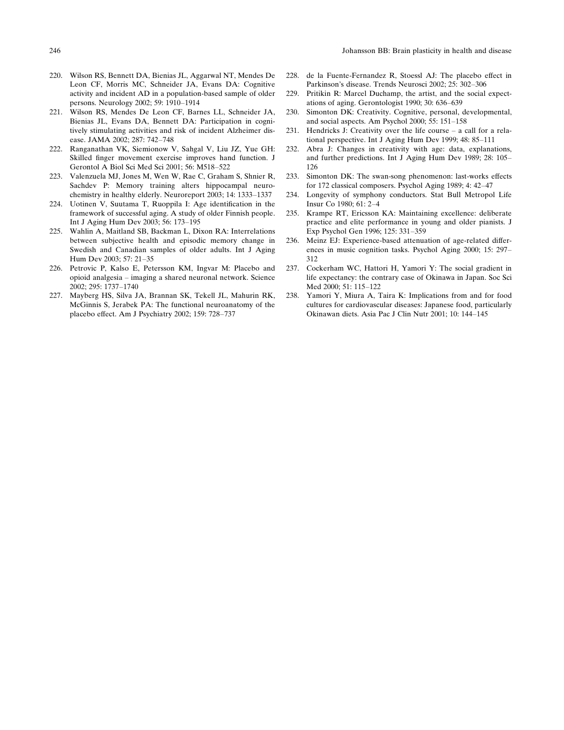220. Wilson RS, Bennett DA, Bienias JL, Aggarwal NT, Mendes De Leon CF, Morris MC, Schneider JA, Evans DA: Cognitive activity and incident AD in a population-based sample of older persons. Neurology 2002; 59: 1910–1914
221. Wilson RS, Mendes De Leon CF, Barnes LL, Schneider JA, Bienias JL, Evans DA, Bennett DA: Participation in cognitively stimulating activities and risk of incident Alzheimer disease. JAMA 2002; 287: 742–748
222. Ranganathan VK, Siemionow V, Sahgal V, Liu JZ, Yue GH: Skilled finger movement exercise improves hand function. J Gerontol A Biol Sci Med Sci 2001; 56: M518–522
223. Valenzuela MJ, Jones M, Wen W, Rae C, Graham S, Shnier R, Sachdev P: Memory training alters hippocampal neurochemistry in healthy elderly. Neuroreport 2003; 14: 1333–1337
224. Uotinen V, Suutama T, Ruoppila I: Age identification in the framework of successful aging. A study of older Finnish people. Int J Aging Hum Dev 2003; 56: 173–195
225. Wahlin A, Maitland SB, Backman L, Dixon RA: Interrelations between subjective health and episodic memory change in Swedish and Canadian samples of older adults. Int J Aging Hum Dev 2003; 57: 21–35
226. Petrovic P, Kalso E, Petersson KM, Ingvar M: Placebo and opioid analgesia – imaging a shared neuronal network. Science 2002; 295: 1737–1740
227. Mayberg HS, Silva JA, Brannan SK, Tekell JL, Mahurin RK, McGinnis S, Jerabek PA: The functional neuroanatomy of the placebo effect. Am J Psychiatry 2002; 159: 728–737
228. de la Fuente-Fernandez R, Stoessl AJ: The placebo effect in Parkinson's disease. Trends Neurosci 2002; 25: 302–306
229. Pritikin R: Marcel Duchamp, the artist, and the social expectations of aging. Gerontologist 1990; 30: 636–639
230. Simonton DK: Creativity. Cognitive, personal, developmental, and social aspects. Am Psychol 2000; 55: 151–158
231. Hendricks J: Creativity over the life course – a call for a relational perspective. Int J Aging Hum Dev 1999; 48: 85–111
232. Abra J: Changes in creativity with age: data, explanations, and further predictions. Int J Aging Hum Dev 1989; 28: 105–126
233. Simonton DK: The swan-song phenomenon: last-works effects for 172 classical composers. Psychol Aging 1989; 4: 42–47
234. Longevity of symphony conductors. Stat Bull Metropol Life Insur Co 1980; 61: 2–4
235. Krampe RT, Ericsson KA: Maintaining excellence: deliberate practice and elite performance in young and older pianists. J Exp Psychol Gen 1996; 125: 331–359
236. Meinz EJ: Experience-based attenuation of age-related differences in music cognition tasks. Psychol Aging 2000; 15: 297–312
237. Cockerham WC, Hattori H, Yamori Y: The social gradient in life expectancy: the contrary case of Okinawa in Japan. Soc Sci Med 2000; 51: 115–122
238. Yamori Y, Miura A, Taira K: Implications from and for food cultures for cardiovascular diseases: Japanese food, particularly Okinawan diets. Asia Pac J Clin Nutr 2001; 10: 144–145